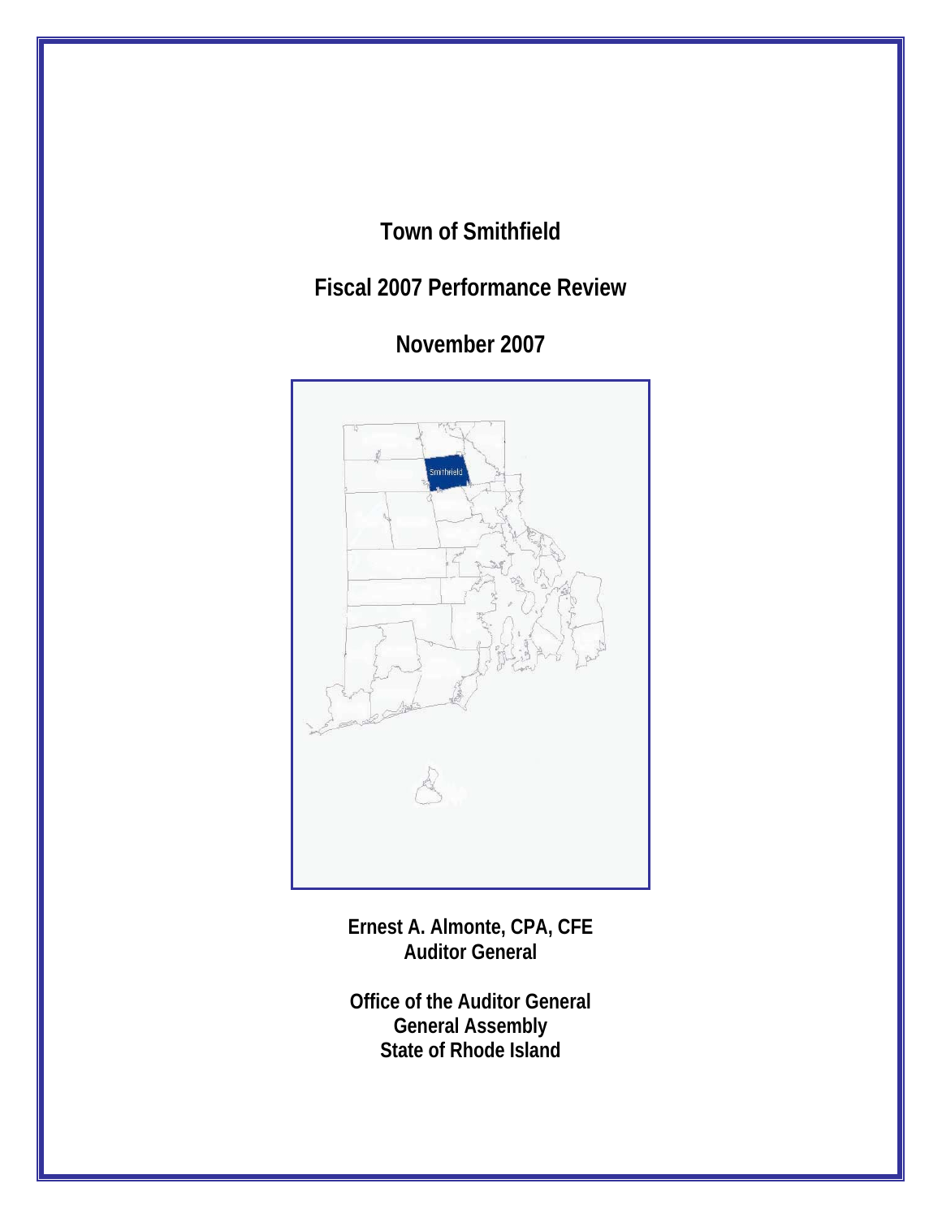# Town of Smithfield

## Fiscal 2007 Performance Review

## November 2007

**Ernest A. Almonte, CPA, CFE**
**Auditor General**

**Office of the Auditor General**
**General Assembly**
**State of Rhode Island**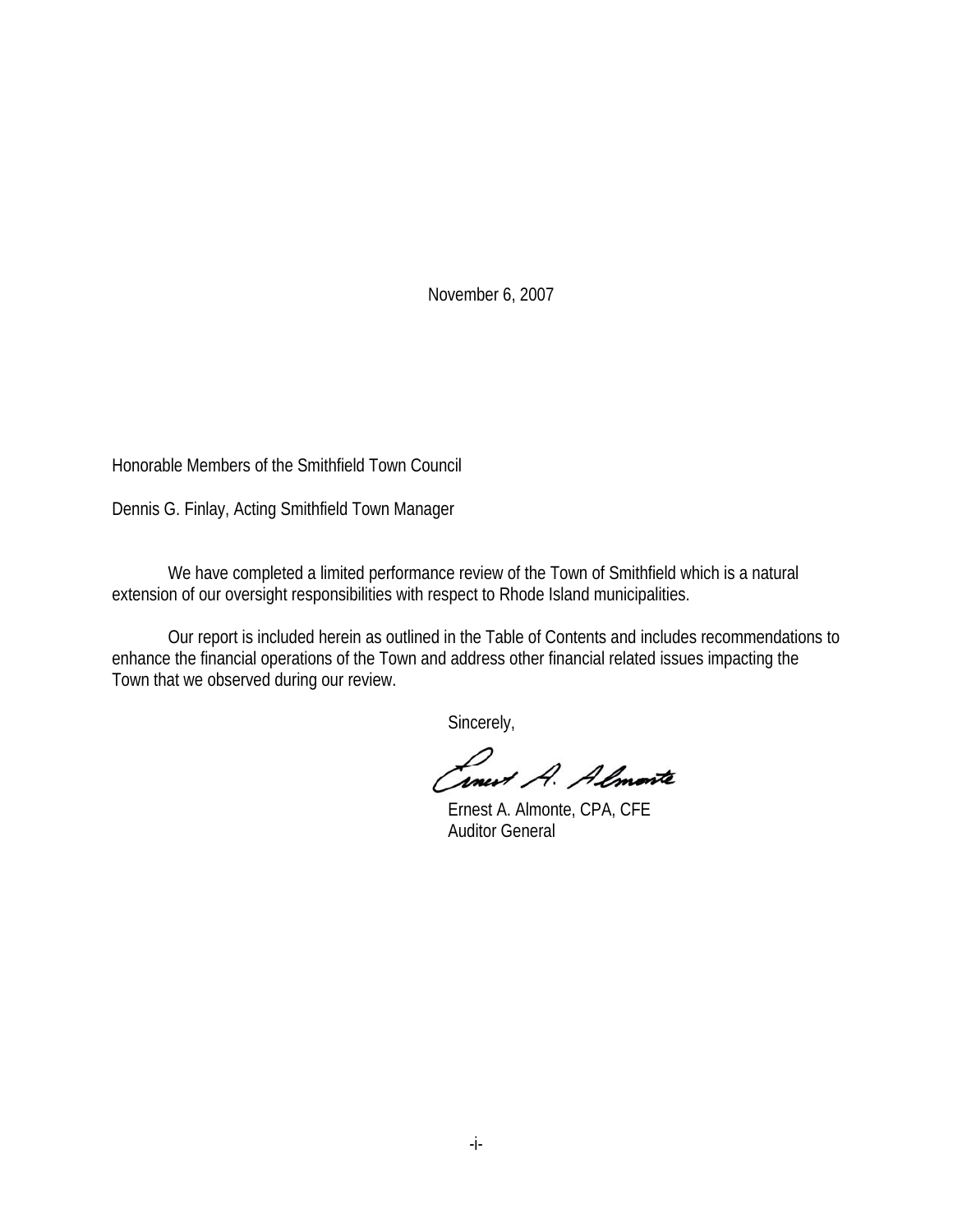November 6, 2007

Honorable Members of the Smithfield Town Council

Dennis G. Finlay, Acting Smithfield Town Manager

We have completed a limited performance review of the Town of Smithfield which is a natural extension of our oversight responsibilities with respect to Rhode Island municipalities.

Our report is included herein as outlined in the Table of Contents and includes recommendations to enhance the financial operations of the Town and address other financial related issues impacting the Town that we observed during our review.

Sincerely,

Ernest A. Almonte, CPA, CFE
Auditor General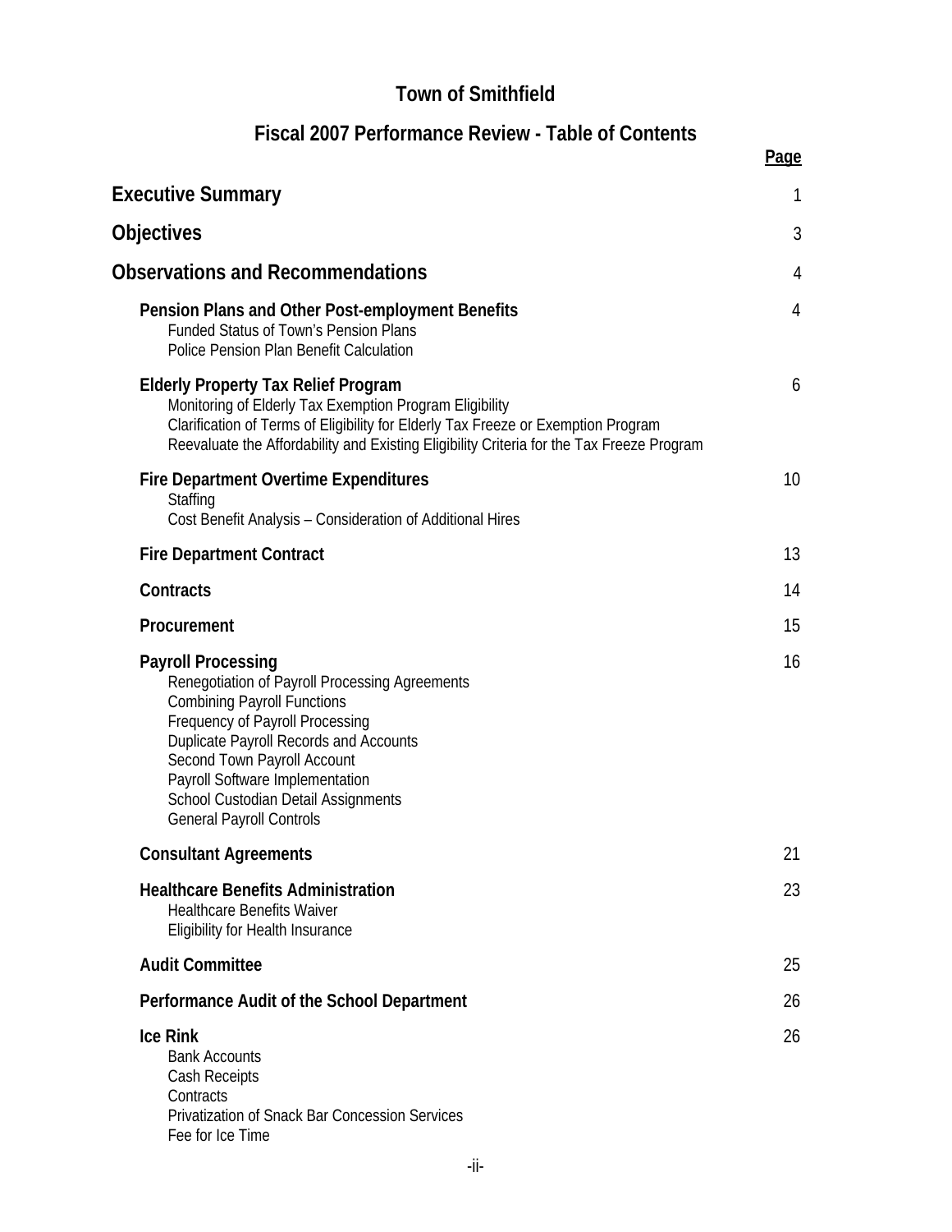# Town of Smithfield

## Fiscal 2007 Performance Review - Table of Contents

| | Page |
|---|---|
| **Executive Summary** | 1 |
| **Objectives** | 3 |
| **Observations and Recommendations** | 4 |
| **Pension Plans and Other Post-employment Benefits** | 4 |
| Funded Status of Town's Pension Plans | |
| Police Pension Plan Benefit Calculation | |
| **Elderly Property Tax Relief Program** | 6 |
| Monitoring of Elderly Tax Exemption Program Eligibility | |
| Clarification of Terms of Eligibility for Elderly Tax Freeze or Exemption Program | |
| Reevaluate the Affordability and Existing Eligibility Criteria for the Tax Freeze Program | |
| **Fire Department Overtime Expenditures** | 10 |
| Staffing | |
| Cost Benefit Analysis – Consideration of Additional Hires | |
| **Fire Department Contract** | 13 |
| **Contracts** | 14 |
| **Procurement** | 15 |
| **Payroll Processing** | 16 |
| Renegotiation of Payroll Processing Agreements | |
| Combining Payroll Functions | |
| Frequency of Payroll Processing | |
| Duplicate Payroll Records and Accounts | |
| Second Town Payroll Account | |
| Payroll Software Implementation | |
| School Custodian Detail Assignments | |
| General Payroll Controls | |
| **Consultant Agreements** | 21 |
| **Healthcare Benefits Administration** | 23 |
| Healthcare Benefits Waiver | |
| Eligibility for Health Insurance | |
| **Audit Committee** | 25 |
| **Performance Audit of the School Department** | 26 |
| **Ice Rink** | 26 |
| Bank Accounts | |
| Cash Receipts | |
| Contracts | |
| Privatization of Snack Bar Concession Services | |
| Fee for Ice Time | |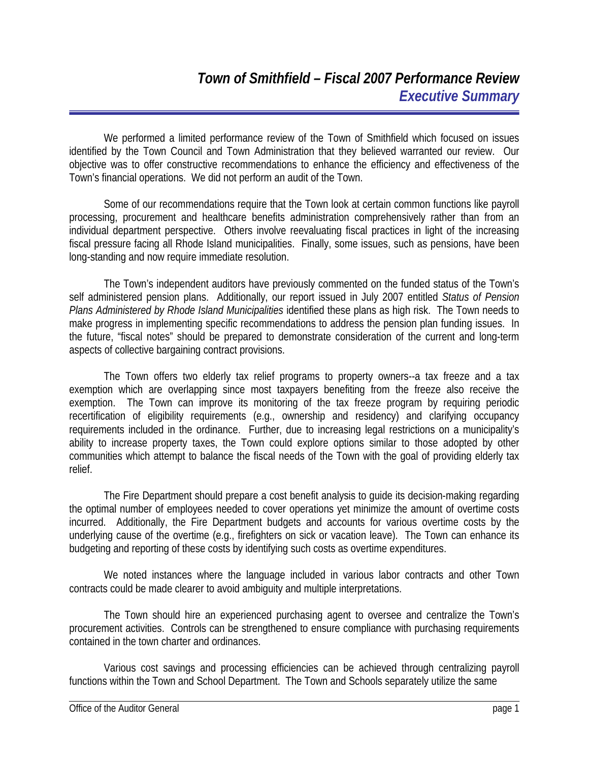# *Town of Smithfield – Fiscal 2007 Performance Review*
## *Executive Summary*

We performed a limited performance review of the Town of Smithfield which focused on issues identified by the Town Council and Town Administration that they believed warranted our review. Our objective was to offer constructive recommendations to enhance the efficiency and effectiveness of the Town's financial operations. We did not perform an audit of the Town.

Some of our recommendations require that the Town look at certain common functions like payroll processing, procurement and healthcare benefits administration comprehensively rather than from an individual department perspective. Others involve reevaluating fiscal practices in light of the increasing fiscal pressure facing all Rhode Island municipalities. Finally, some issues, such as pensions, have been long-standing and now require immediate resolution.

The Town's independent auditors have previously commented on the funded status of the Town's self administered pension plans. Additionally, our report issued in July 2007 entitled *Status of Pension Plans Administered by Rhode Island Municipalities* identified these plans as high risk. The Town needs to make progress in implementing specific recommendations to address the pension plan funding issues. In the future, "fiscal notes" should be prepared to demonstrate consideration of the current and long-term aspects of collective bargaining contract provisions.

The Town offers two elderly tax relief programs to property owners--a tax freeze and a tax exemption which are overlapping since most taxpayers benefiting from the freeze also receive the exemption. The Town can improve its monitoring of the tax freeze program by requiring periodic recertification of eligibility requirements (e.g., ownership and residency) and clarifying occupancy requirements included in the ordinance. Further, due to increasing legal restrictions on a municipality's ability to increase property taxes, the Town could explore options similar to those adopted by other communities which attempt to balance the fiscal needs of the Town with the goal of providing elderly tax relief.

The Fire Department should prepare a cost benefit analysis to guide its decision-making regarding the optimal number of employees needed to cover operations yet minimize the amount of overtime costs incurred. Additionally, the Fire Department budgets and accounts for various overtime costs by the underlying cause of the overtime (e.g., firefighters on sick or vacation leave). The Town can enhance its budgeting and reporting of these costs by identifying such costs as overtime expenditures.

We noted instances where the language included in various labor contracts and other Town contracts could be made clearer to avoid ambiguity and multiple interpretations.

The Town should hire an experienced purchasing agent to oversee and centralize the Town's procurement activities. Controls can be strengthened to ensure compliance with purchasing requirements contained in the town charter and ordinances.

Various cost savings and processing efficiencies can be achieved through centralizing payroll functions within the Town and School Department. The Town and Schools separately utilize the same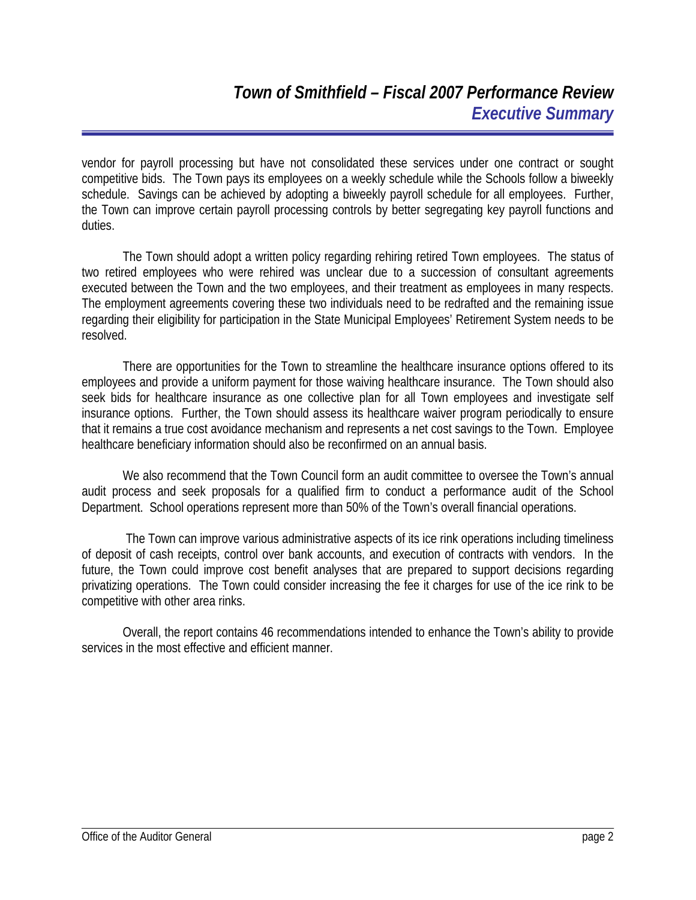vendor for payroll processing but have not consolidated these services under one contract or sought competitive bids. The Town pays its employees on a weekly schedule while the Schools follow a biweekly schedule. Savings can be achieved by adopting a biweekly payroll schedule for all employees. Further, the Town can improve certain payroll processing controls by better segregating key payroll functions and duties.

The Town should adopt a written policy regarding rehiring retired Town employees. The status of two retired employees who were rehired was unclear due to a succession of consultant agreements executed between the Town and the two employees, and their treatment as employees in many respects. The employment agreements covering these two individuals need to be redrafted and the remaining issue regarding their eligibility for participation in the State Municipal Employees' Retirement System needs to be resolved.

There are opportunities for the Town to streamline the healthcare insurance options offered to its employees and provide a uniform payment for those waiving healthcare insurance. The Town should also seek bids for healthcare insurance as one collective plan for all Town employees and investigate self insurance options. Further, the Town should assess its healthcare waiver program periodically to ensure that it remains a true cost avoidance mechanism and represents a net cost savings to the Town. Employee healthcare beneficiary information should also be reconfirmed on an annual basis.

We also recommend that the Town Council form an audit committee to oversee the Town's annual audit process and seek proposals for a qualified firm to conduct a performance audit of the School Department. School operations represent more than 50% of the Town's overall financial operations.

The Town can improve various administrative aspects of its ice rink operations including timeliness of deposit of cash receipts, control over bank accounts, and execution of contracts with vendors. In the future, the Town could improve cost benefit analyses that are prepared to support decisions regarding privatizing operations. The Town could consider increasing the fee it charges for use of the ice rink to be competitive with other area rinks.

Overall, the report contains 46 recommendations intended to enhance the Town's ability to provide services in the most effective and efficient manner.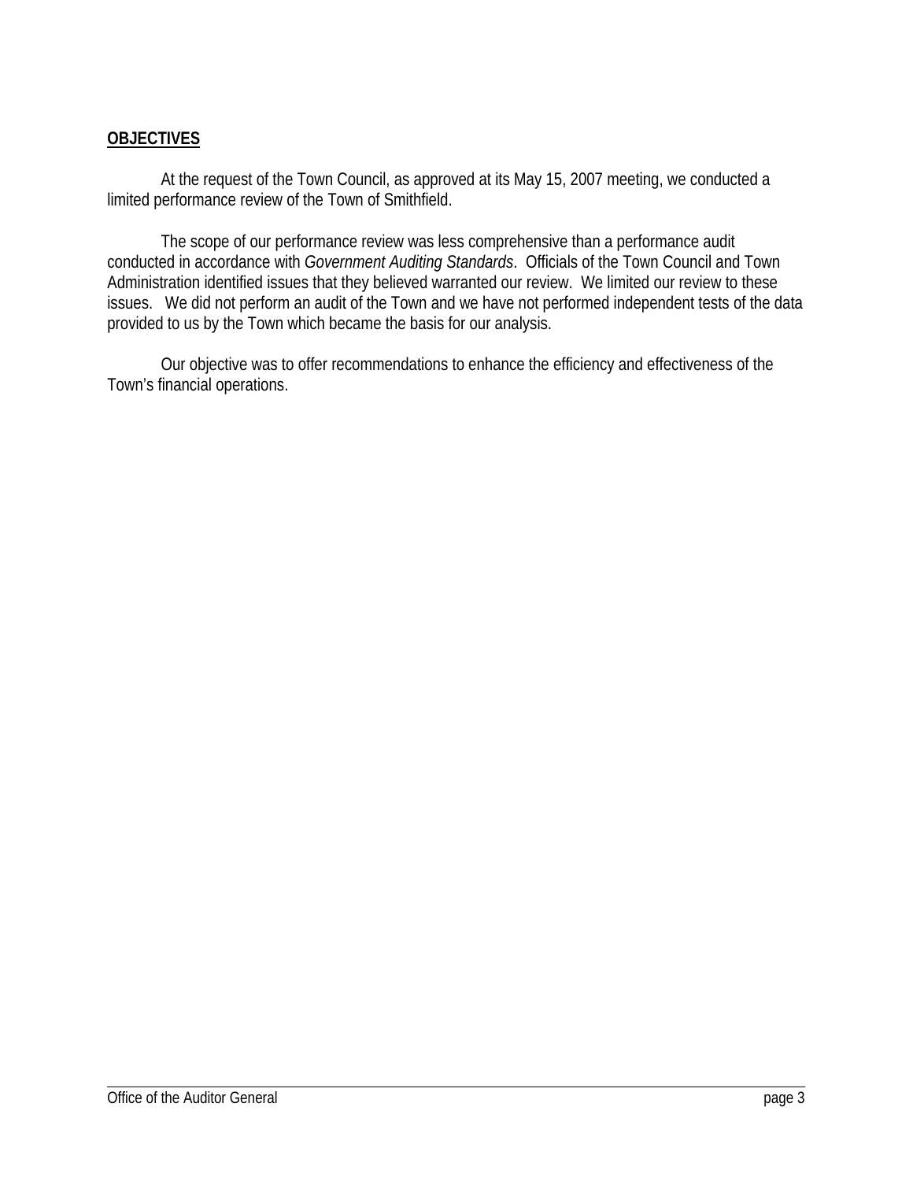## **OBJECTIVES**

At the request of the Town Council, as approved at its May 15, 2007 meeting, we conducted a limited performance review of the Town of Smithfield.

The scope of our performance review was less comprehensive than a performance audit conducted in accordance with *Government Auditing Standards*. Officials of the Town Council and Town Administration identified issues that they believed warranted our review. We limited our review to these issues. We did not perform an audit of the Town and we have not performed independent tests of the data provided to us by the Town which became the basis for our analysis.

Our objective was to offer recommendations to enhance the efficiency and effectiveness of the Town's financial operations.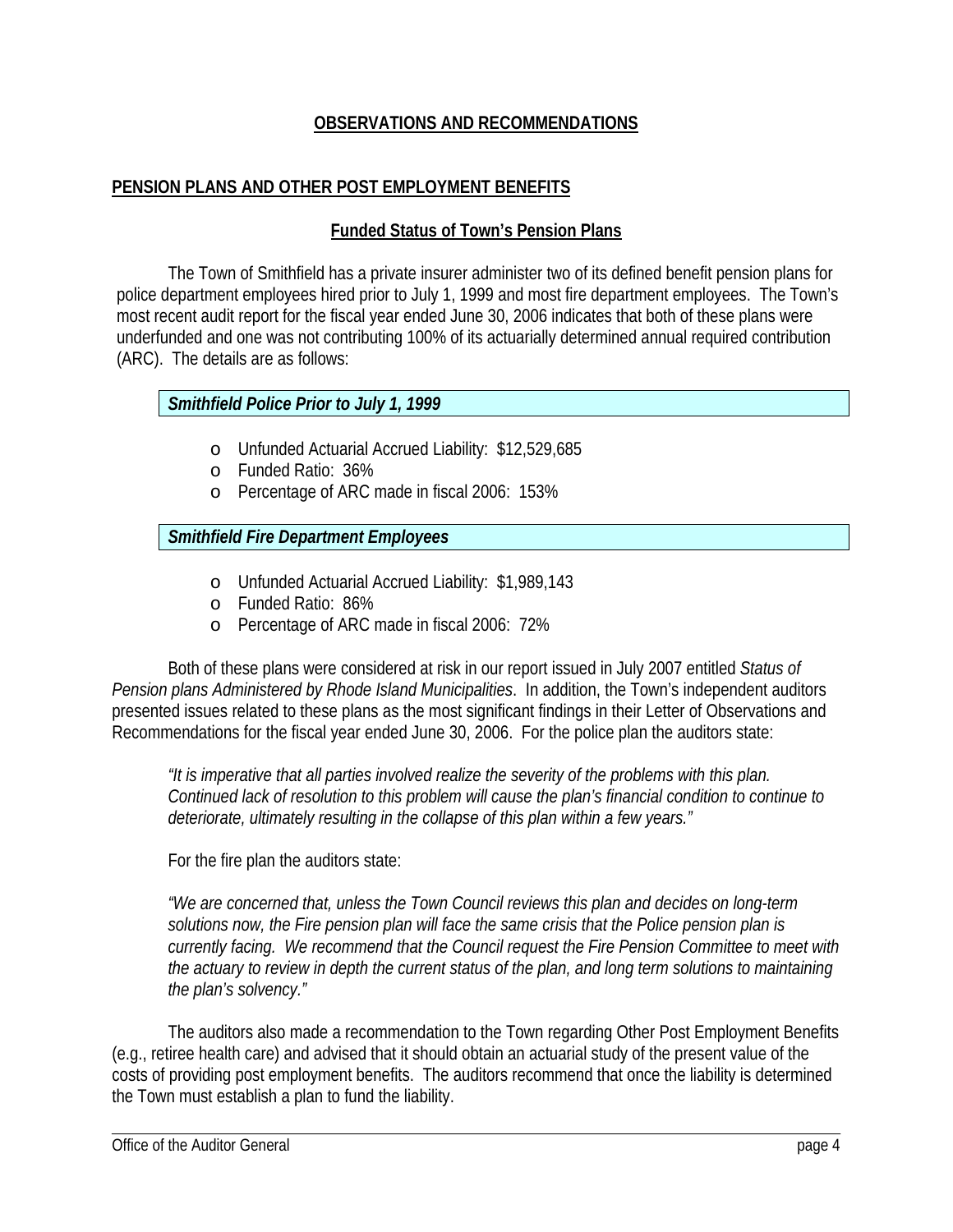## OBSERVATIONS AND RECOMMENDATIONS

### PENSION PLANS AND OTHER POST EMPLOYMENT BENEFITS

#### Funded Status of Town's Pension Plans

The Town of Smithfield has a private insurer administer two of its defined benefit pension plans for police department employees hired prior to July 1, 1999 and most fire department employees. The Town's most recent audit report for the fiscal year ended June 30, 2006 indicates that both of these plans were underfunded and one was not contributing 100% of its actuarially determined annual required contribution (ARC). The details are as follows:

***Smithfield Police Prior to July 1, 1999***

- Unfunded Actuarial Accrued Liability: $12,529,685
- Funded Ratio: 36%
- Percentage of ARC made in fiscal 2006: 153%

***Smithfield Fire Department Employees***

- Unfunded Actuarial Accrued Liability: $1,989,143
- Funded Ratio: 86%
- Percentage of ARC made in fiscal 2006: 72%

Both of these plans were considered at risk in our report issued in July 2007 entitled *Status of Pension plans Administered by Rhode Island Municipalities*. In addition, the Town's independent auditors presented issues related to these plans as the most significant findings in their Letter of Observations and Recommendations for the fiscal year ended June 30, 2006. For the police plan the auditors state:

> *"It is imperative that all parties involved realize the severity of the problems with this plan. Continued lack of resolution to this problem will cause the plan's financial condition to continue to deteriorate, ultimately resulting in the collapse of this plan within a few years."*

For the fire plan the auditors state:

> *"We are concerned that, unless the Town Council reviews this plan and decides on long-term solutions now, the Fire pension plan will face the same crisis that the Police pension plan is currently facing. We recommend that the Council request the Fire Pension Committee to meet with the actuary to review in depth the current status of the plan, and long term solutions to maintaining the plan's solvency."*

The auditors also made a recommendation to the Town regarding Other Post Employment Benefits (e.g., retiree health care) and advised that it should obtain an actuarial study of the present value of the costs of providing post employment benefits. The auditors recommend that once the liability is determined the Town must establish a plan to fund the liability.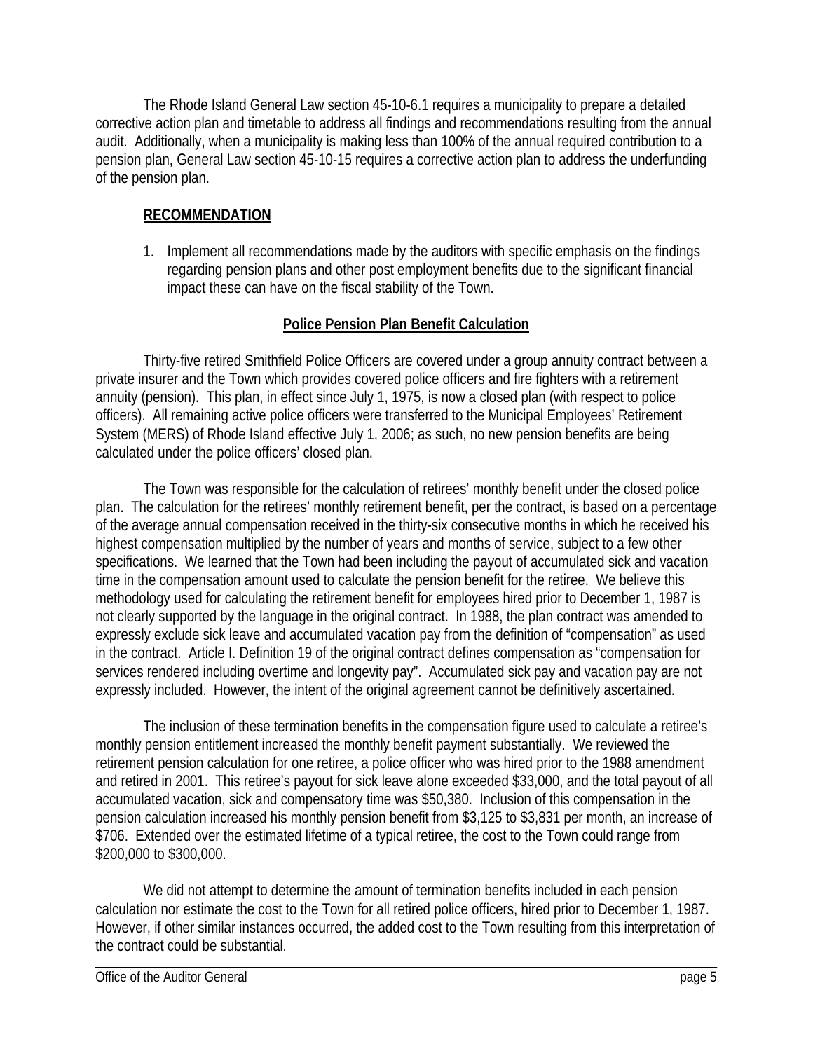The Rhode Island General Law section 45-10-6.1 requires a municipality to prepare a detailed corrective action plan and timetable to address all findings and recommendations resulting from the annual audit. Additionally, when a municipality is making less than 100% of the annual required contribution to a pension plan, General Law section 45-10-15 requires a corrective action plan to address the underfunding of the pension plan.

**RECOMMENDATION**

1. Implement all recommendations made by the auditors with specific emphasis on the findings regarding pension plans and other post employment benefits due to the significant financial impact these can have on the fiscal stability of the Town.

## Police Pension Plan Benefit Calculation

Thirty-five retired Smithfield Police Officers are covered under a group annuity contract between a private insurer and the Town which provides covered police officers and fire fighters with a retirement annuity (pension). This plan, in effect since July 1, 1975, is now a closed plan (with respect to police officers). All remaining active police officers were transferred to the Municipal Employees' Retirement System (MERS) of Rhode Island effective July 1, 2006; as such, no new pension benefits are being calculated under the police officers' closed plan.

The Town was responsible for the calculation of retirees' monthly benefit under the closed police plan. The calculation for the retirees' monthly retirement benefit, per the contract, is based on a percentage of the average annual compensation received in the thirty-six consecutive months in which he received his highest compensation multiplied by the number of years and months of service, subject to a few other specifications. We learned that the Town had been including the payout of accumulated sick and vacation time in the compensation amount used to calculate the pension benefit for the retiree. We believe this methodology used for calculating the retirement benefit for employees hired prior to December 1, 1987 is not clearly supported by the language in the original contract. In 1988, the plan contract was amended to expressly exclude sick leave and accumulated vacation pay from the definition of "compensation" as used in the contract. Article I. Definition 19 of the original contract defines compensation as "compensation for services rendered including overtime and longevity pay". Accumulated sick pay and vacation pay are not expressly included. However, the intent of the original agreement cannot be definitively ascertained.

The inclusion of these termination benefits in the compensation figure used to calculate a retiree's monthly pension entitlement increased the monthly benefit payment substantially. We reviewed the retirement pension calculation for one retiree, a police officer who was hired prior to the 1988 amendment and retired in 2001. This retiree's payout for sick leave alone exceeded $33,000, and the total payout of all accumulated vacation, sick and compensatory time was $50,380. Inclusion of this compensation in the pension calculation increased his monthly pension benefit from $3,125 to $3,831 per month, an increase of $706. Extended over the estimated lifetime of a typical retiree, the cost to the Town could range from $200,000 to $300,000.

We did not attempt to determine the amount of termination benefits included in each pension calculation nor estimate the cost to the Town for all retired police officers, hired prior to December 1, 1987. However, if other similar instances occurred, the added cost to the Town resulting from this interpretation of the contract could be substantial.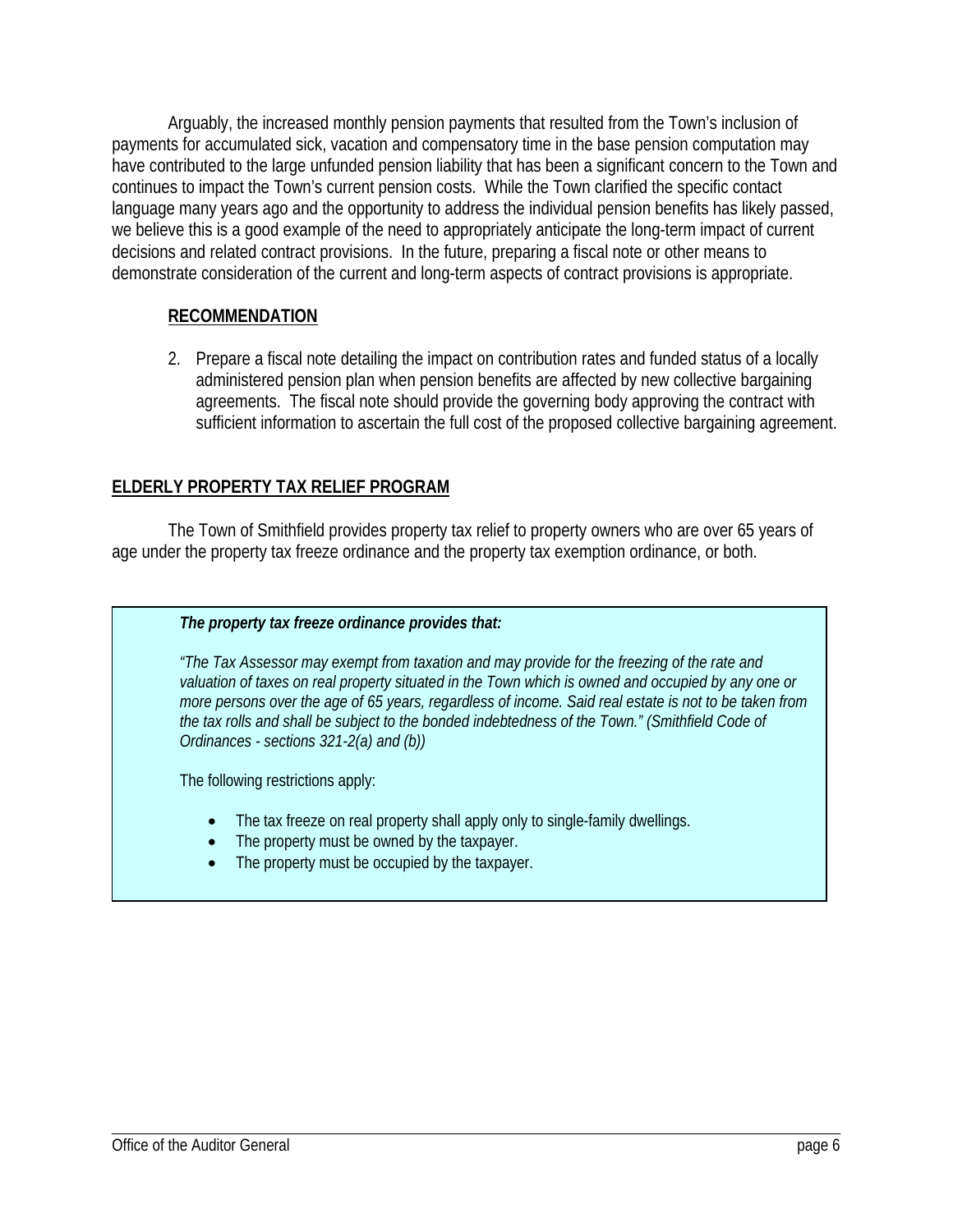Arguably, the increased monthly pension payments that resulted from the Town's inclusion of payments for accumulated sick, vacation and compensatory time in the base pension computation may have contributed to the large unfunded pension liability that has been a significant concern to the Town and continues to impact the Town's current pension costs. While the Town clarified the specific contact language many years ago and the opportunity to address the individual pension benefits has likely passed, we believe this is a good example of the need to appropriately anticipate the long-term impact of current decisions and related contract provisions. In the future, preparing a fiscal note or other means to demonstrate consideration of the current and long-term aspects of contract provisions is appropriate.

**RECOMMENDATION**

2. Prepare a fiscal note detailing the impact on contribution rates and funded status of a locally administered pension plan when pension benefits are affected by new collective bargaining agreements. The fiscal note should provide the governing body approving the contract with sufficient information to ascertain the full cost of the proposed collective bargaining agreement.

## ELDERLY PROPERTY TAX RELIEF PROGRAM

The Town of Smithfield provides property tax relief to property owners who are over 65 years of age under the property tax freeze ordinance and the property tax exemption ordinance, or both.

***The property tax freeze ordinance provides that:***

*"The Tax Assessor may exempt from taxation and may provide for the freezing of the rate and valuation of taxes on real property situated in the Town which is owned and occupied by any one or more persons over the age of 65 years, regardless of income. Said real estate is not to be taken from the tax rolls and shall be subject to the bonded indebtedness of the Town." (Smithfield Code of Ordinances - sections 321-2(a) and (b))*

The following restrictions apply:

- The tax freeze on real property shall apply only to single-family dwellings.
- The property must be owned by the taxpayer.
- The property must be occupied by the taxpayer.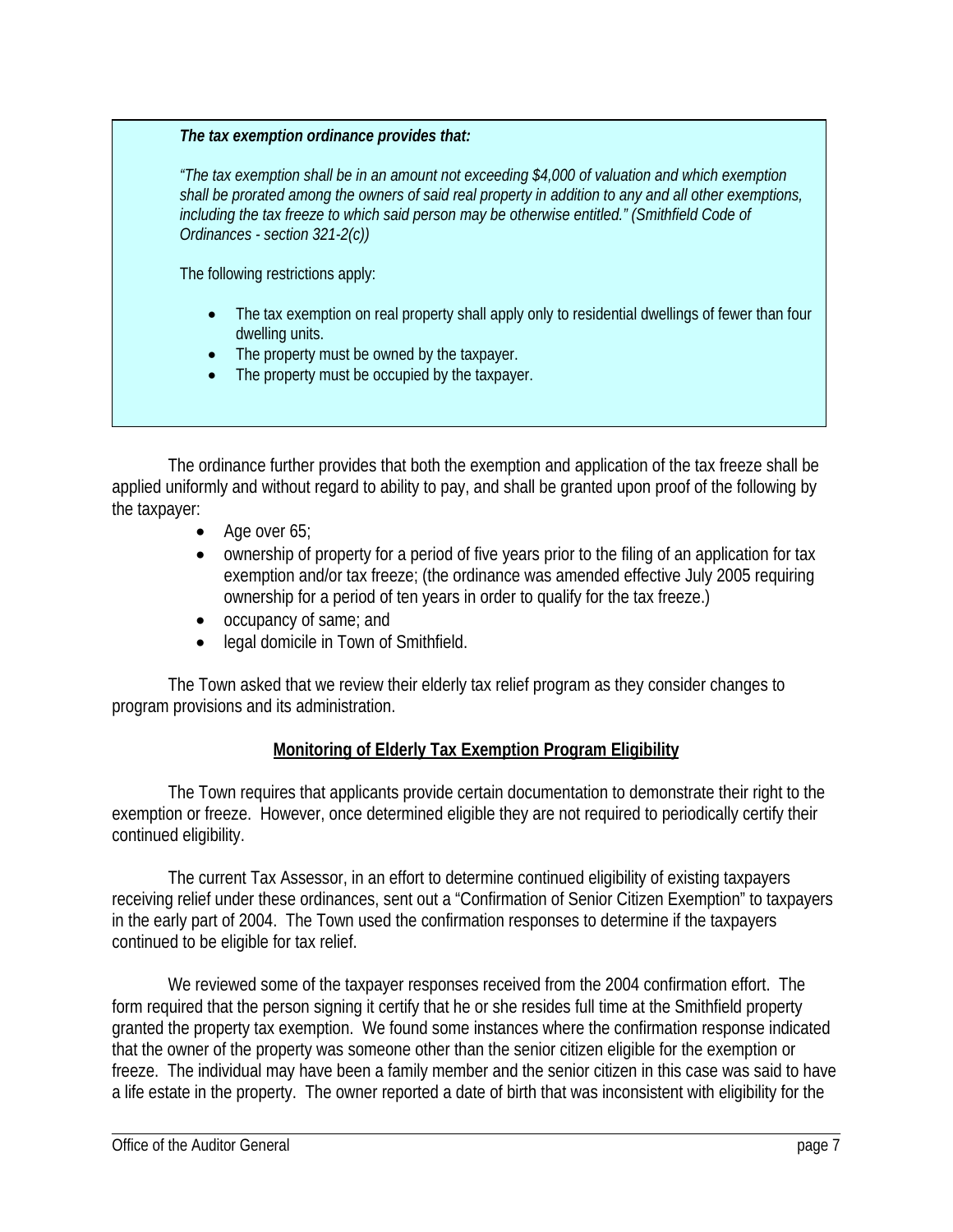***The tax exemption ordinance provides that:***

*"The tax exemption shall be in an amount not exceeding $4,000 of valuation and which exemption shall be prorated among the owners of said real property in addition to any and all other exemptions, including the tax freeze to which said person may be otherwise entitled." (Smithfield Code of Ordinances - section 321-2(c))*

The following restrictions apply:

- The tax exemption on real property shall apply only to residential dwellings of fewer than four dwelling units.
- The property must be owned by the taxpayer.
- The property must be occupied by the taxpayer.

The ordinance further provides that both the exemption and application of the tax freeze shall be applied uniformly and without regard to ability to pay, and shall be granted upon proof of the following by the taxpayer:

- Age over 65;
- ownership of property for a period of five years prior to the filing of an application for tax exemption and/or tax freeze; (the ordinance was amended effective July 2005 requiring ownership for a period of ten years in order to qualify for the tax freeze.)
- occupancy of same; and
- legal domicile in Town of Smithfield.

The Town asked that we review their elderly tax relief program as they consider changes to program provisions and its administration.

## Monitoring of Elderly Tax Exemption Program Eligibility

The Town requires that applicants provide certain documentation to demonstrate their right to the exemption or freeze. However, once determined eligible they are not required to periodically certify their continued eligibility.

The current Tax Assessor, in an effort to determine continued eligibility of existing taxpayers receiving relief under these ordinances, sent out a "Confirmation of Senior Citizen Exemption" to taxpayers in the early part of 2004. The Town used the confirmation responses to determine if the taxpayers continued to be eligible for tax relief.

We reviewed some of the taxpayer responses received from the 2004 confirmation effort. The form required that the person signing it certify that he or she resides full time at the Smithfield property granted the property tax exemption. We found some instances where the confirmation response indicated that the owner of the property was someone other than the senior citizen eligible for the exemption or freeze. The individual may have been a family member and the senior citizen in this case was said to have a life estate in the property. The owner reported a date of birth that was inconsistent with eligibility for the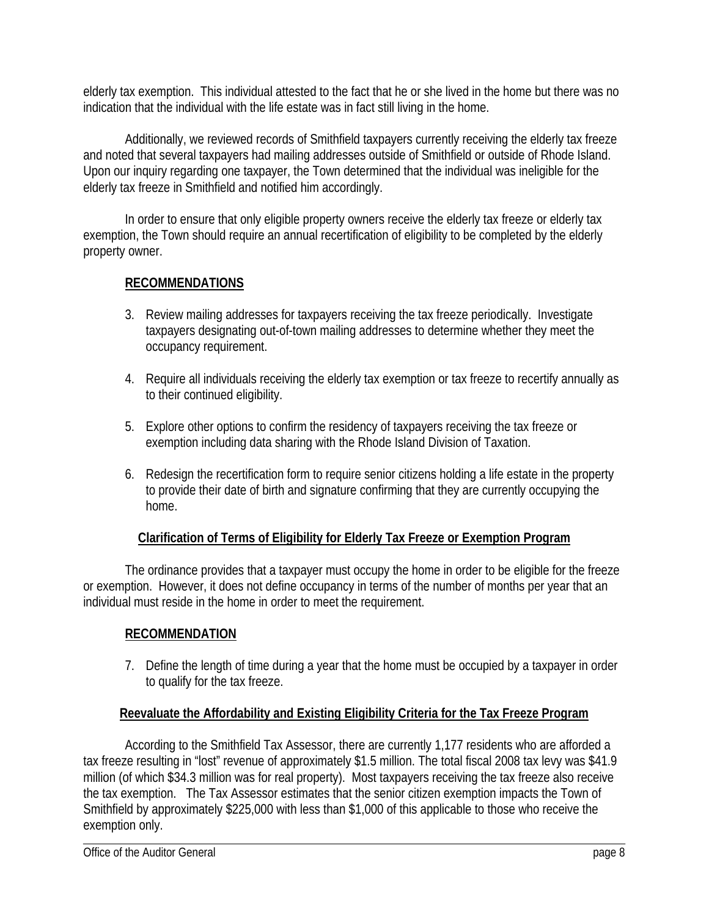elderly tax exemption. This individual attested to the fact that he or she lived in the home but there was no indication that the individual with the life estate was in fact still living in the home.

Additionally, we reviewed records of Smithfield taxpayers currently receiving the elderly tax freeze and noted that several taxpayers had mailing addresses outside of Smithfield or outside of Rhode Island. Upon our inquiry regarding one taxpayer, the Town determined that the individual was ineligible for the elderly tax freeze in Smithfield and notified him accordingly.

In order to ensure that only eligible property owners receive the elderly tax freeze or elderly tax exemption, the Town should require an annual recertification of eligibility to be completed by the elderly property owner.

**RECOMMENDATIONS**

3. Review mailing addresses for taxpayers receiving the tax freeze periodically. Investigate taxpayers designating out-of-town mailing addresses to determine whether they meet the occupancy requirement.

4. Require all individuals receiving the elderly tax exemption or tax freeze to recertify annually as to their continued eligibility.

5. Explore other options to confirm the residency of taxpayers receiving the tax freeze or exemption including data sharing with the Rhode Island Division of Taxation.

6. Redesign the recertification form to require senior citizens holding a life estate in the property to provide their date of birth and signature confirming that they are currently occupying the home.

**Clarification of Terms of Eligibility for Elderly Tax Freeze or Exemption Program**

The ordinance provides that a taxpayer must occupy the home in order to be eligible for the freeze or exemption. However, it does not define occupancy in terms of the number of months per year that an individual must reside in the home in order to meet the requirement.

**RECOMMENDATION**

7. Define the length of time during a year that the home must be occupied by a taxpayer in order to qualify for the tax freeze.

**Reevaluate the Affordability and Existing Eligibility Criteria for the Tax Freeze Program**

According to the Smithfield Tax Assessor, there are currently 1,177 residents who are afforded a tax freeze resulting in "lost" revenue of approximately $1.5 million. The total fiscal 2008 tax levy was $41.9 million (of which $34.3 million was for real property). Most taxpayers receiving the tax freeze also receive the tax exemption. The Tax Assessor estimates that the senior citizen exemption impacts the Town of Smithfield by approximately $225,000 with less than $1,000 of this applicable to those who receive the exemption only.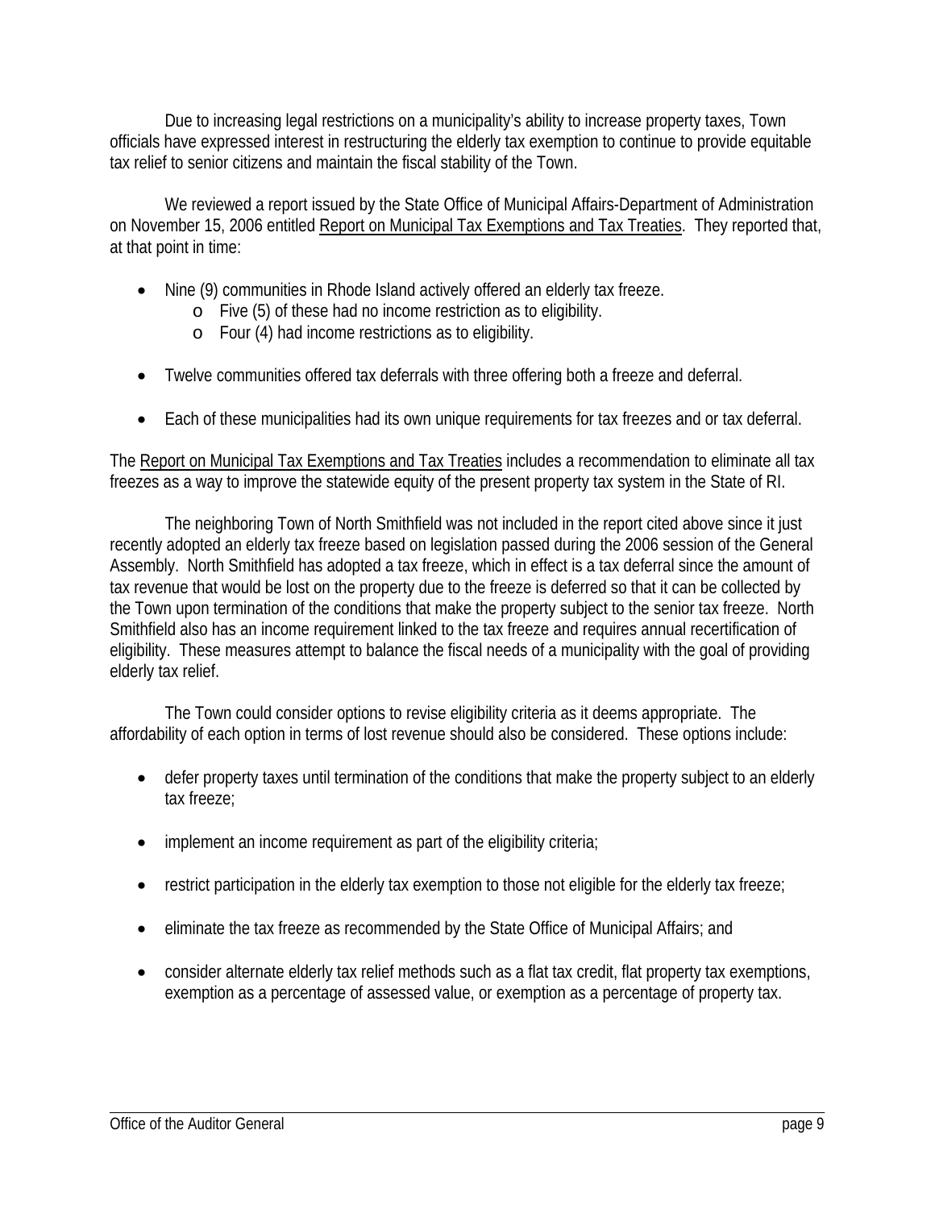Due to increasing legal restrictions on a municipality's ability to increase property taxes, Town officials have expressed interest in restructuring the elderly tax exemption to continue to provide equitable tax relief to senior citizens and maintain the fiscal stability of the Town.

We reviewed a report issued by the State Office of Municipal Affairs-Department of Administration on November 15, 2006 entitled Report on Municipal Tax Exemptions and Tax Treaties. They reported that, at that point in time:

- Nine (9) communities in Rhode Island actively offered an elderly tax freeze.
  - Five (5) of these had no income restriction as to eligibility.
  - Four (4) had income restrictions as to eligibility.
- Twelve communities offered tax deferrals with three offering both a freeze and deferral.
- Each of these municipalities had its own unique requirements for tax freezes and or tax deferral.

The Report on Municipal Tax Exemptions and Tax Treaties includes a recommendation to eliminate all tax freezes as a way to improve the statewide equity of the present property tax system in the State of RI.

The neighboring Town of North Smithfield was not included in the report cited above since it just recently adopted an elderly tax freeze based on legislation passed during the 2006 session of the General Assembly. North Smithfield has adopted a tax freeze, which in effect is a tax deferral since the amount of tax revenue that would be lost on the property due to the freeze is deferred so that it can be collected by the Town upon termination of the conditions that make the property subject to the senior tax freeze. North Smithfield also has an income requirement linked to the tax freeze and requires annual recertification of eligibility. These measures attempt to balance the fiscal needs of a municipality with the goal of providing elderly tax relief.

The Town could consider options to revise eligibility criteria as it deems appropriate. The affordability of each option in terms of lost revenue should also be considered. These options include:

- defer property taxes until termination of the conditions that make the property subject to an elderly tax freeze;
- implement an income requirement as part of the eligibility criteria;
- restrict participation in the elderly tax exemption to those not eligible for the elderly tax freeze;
- eliminate the tax freeze as recommended by the State Office of Municipal Affairs; and
- consider alternate elderly tax relief methods such as a flat tax credit, flat property tax exemptions, exemption as a percentage of assessed value, or exemption as a percentage of property tax.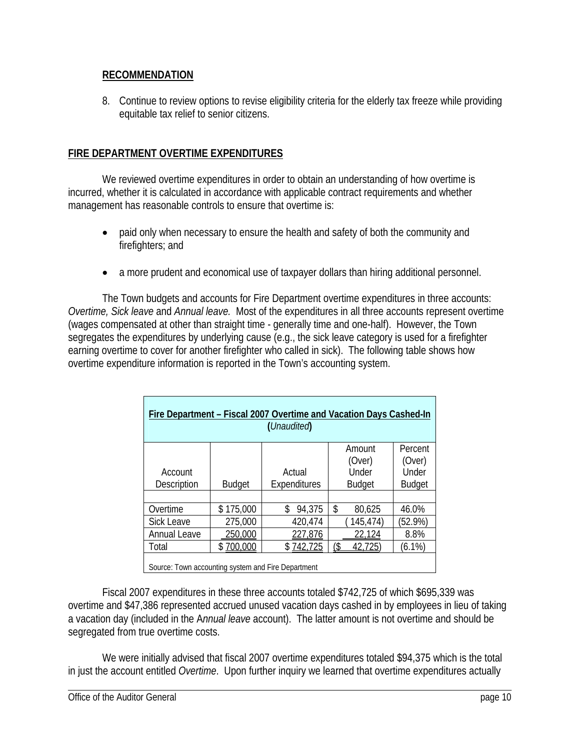**RECOMMENDATION**

8. Continue to review options to revise eligibility criteria for the elderly tax freeze while providing equitable tax relief to senior citizens.

**FIRE DEPARTMENT OVERTIME EXPENDITURES**

We reviewed overtime expenditures in order to obtain an understanding of how overtime is incurred, whether it is calculated in accordance with applicable contract requirements and whether management has reasonable controls to ensure that overtime is:

- paid only when necessary to ensure the health and safety of both the community and firefighters; and
- a more prudent and economical use of taxpayer dollars than hiring additional personnel.

The Town budgets and accounts for Fire Department overtime expenditures in three accounts: *Overtime, Sick leave* and *Annual leave.* Most of the expenditures in all three accounts represent overtime (wages compensated at other than straight time - generally time and one-half). However, the Town segregates the expenditures by underlying cause (e.g., the sick leave category is used for a firefighter earning overtime to cover for another firefighter who called in sick). The following table shows how overtime expenditure information is reported in the Town's accounting system.

**Fire Department – Fiscal 2007 Overtime and Vacation Days Cashed-In** (*Unaudited*)

| Account Description | Budget | Actual Expenditures | Amount (Over) Under Budget | Percent (Over) Under Budget |
|---|---|---|---|---|
| Overtime | $ 175,000 | $ 94,375 | $ 80,625 | 46.0% |
| Sick Leave | 275,000 | 420,474 | ( 145,474) | (52.9%) |
| Annual Leave | 250,000 | 227,876 | 22,124 | 8.8% |
| Total | $ 700,000 | $ 742,725 | ($ 42,725) | (6.1%) |

Source: Town accounting system and Fire Department

Fiscal 2007 expenditures in these three accounts totaled $742,725 of which $695,339 was overtime and $47,386 represented accrued unused vacation days cashed in by employees in lieu of taking a vacation day (included in the A*nnual leave* account). The latter amount is not overtime and should be segregated from true overtime costs.

We were initially advised that fiscal 2007 overtime expenditures totaled $94,375 which is the total in just the account entitled *Overtime*. Upon further inquiry we learned that overtime expenditures actually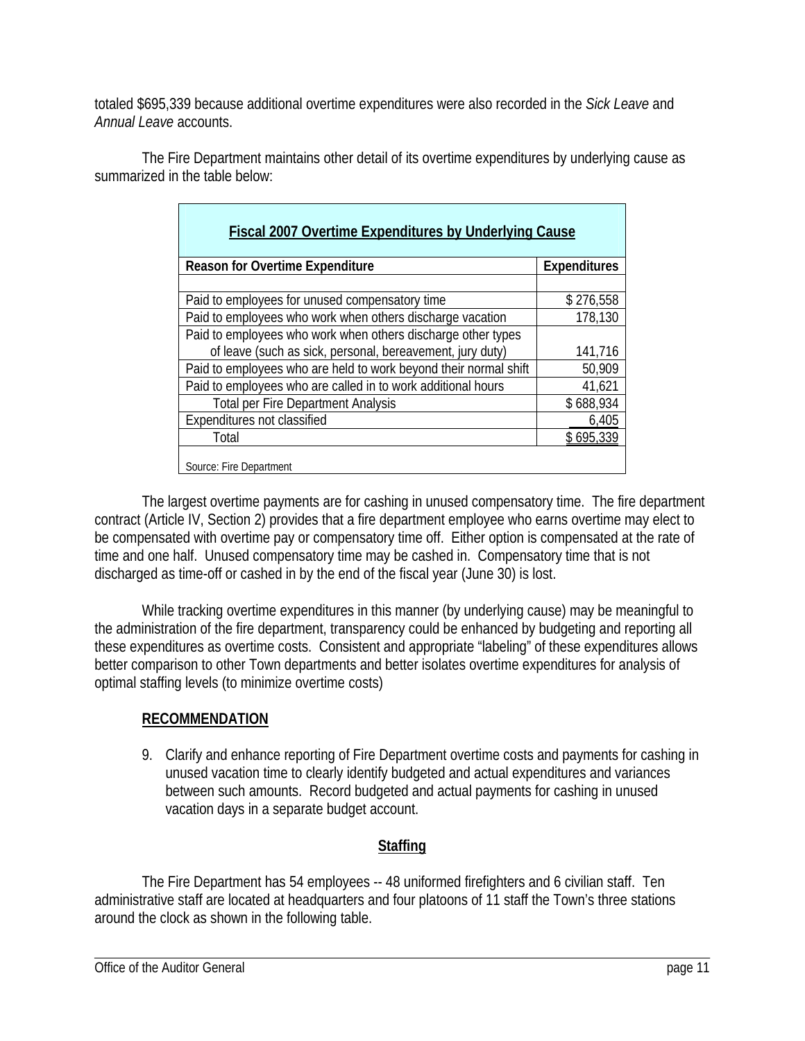totaled $695,339 because additional overtime expenditures were also recorded in the *Sick Leave* and *Annual Leave* accounts.

The Fire Department maintains other detail of its overtime expenditures by underlying cause as summarized in the table below:

| Fiscal 2007 Overtime Expenditures by Underlying Cause | |
|---|---|
| **Reason for Overtime Expenditure** | **Expenditures** |
| | |
| Paid to employees for unused compensatory time | $ 276,558 |
| Paid to employees who work when others discharge vacation | 178,130 |
| Paid to employees who work when others discharge other types of leave (such as sick, personal, bereavement, jury duty) | 141,716 |
| Paid to employees who are held to work beyond their normal shift | 50,909 |
| Paid to employees who are called in to work additional hours | 41,621 |
| Total per Fire Department Analysis | $ 688,934 |
| Expenditures not classified | 6,405 |
| Total | $ 695,339 |

Source: Fire Department

The largest overtime payments are for cashing in unused compensatory time. The fire department contract (Article IV, Section 2) provides that a fire department employee who earns overtime may elect to be compensated with overtime pay or compensatory time off. Either option is compensated at the rate of time and one half. Unused compensatory time may be cashed in. Compensatory time that is not discharged as time-off or cashed in by the end of the fiscal year (June 30) is lost.

While tracking overtime expenditures in this manner (by underlying cause) may be meaningful to the administration of the fire department, transparency could be enhanced by budgeting and reporting all these expenditures as overtime costs. Consistent and appropriate "labeling" of these expenditures allows better comparison to other Town departments and better isolates overtime expenditures for analysis of optimal staffing levels (to minimize overtime costs)

## RECOMMENDATION

9. Clarify and enhance reporting of Fire Department overtime costs and payments for cashing in unused vacation time to clearly identify budgeted and actual expenditures and variances between such amounts. Record budgeted and actual payments for cashing in unused vacation days in a separate budget account.

## Staffing

The Fire Department has 54 employees -- 48 uniformed firefighters and 6 civilian staff. Ten administrative staff are located at headquarters and four platoons of 11 staff the Town's three stations around the clock as shown in the following table.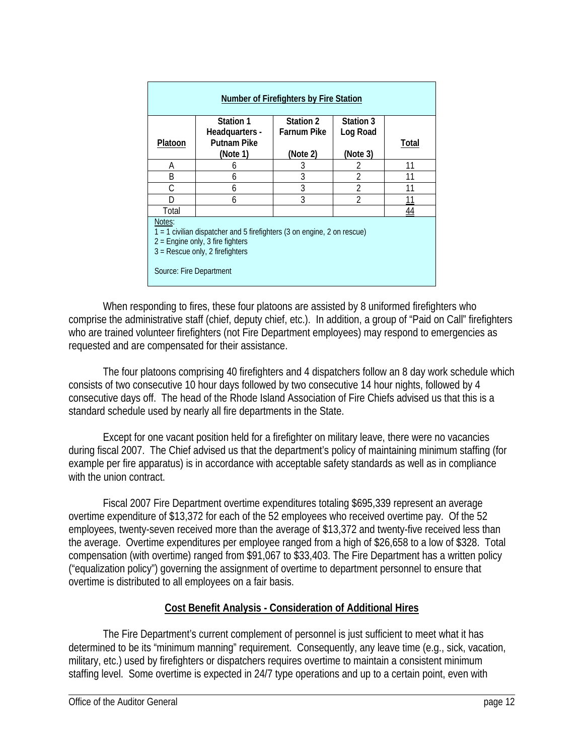**Number of Firefighters by Fire Station**

| Platoon | Station 1 Headquarters - Putnam Pike (Note 1) | Station 2 Farnum Pike (Note 2) | Station 3 Log Road (Note 3) | Total |
|---|---|---|---|---|
| A | 6 | 3 | 2 | 11 |
| B | 6 | 3 | 2 | 11 |
| C | 6 | 3 | 2 | 11 |
| D | 6 | 3 | 2 | 11 |
| Total | | | | 44 |

Notes:
1 = 1 civilian dispatcher and 5 firefighters (3 on engine, 2 on rescue)
2 = Engine only, 3 fire fighters
3 = Rescue only, 2 firefighters

Source: Fire Department

When responding to fires, these four platoons are assisted by 8 uniformed firefighters who comprise the administrative staff (chief, deputy chief, etc.). In addition, a group of "Paid on Call" firefighters who are trained volunteer firefighters (not Fire Department employees) may respond to emergencies as requested and are compensated for their assistance.

The four platoons comprising 40 firefighters and 4 dispatchers follow an 8 day work schedule which consists of two consecutive 10 hour days followed by two consecutive 14 hour nights, followed by 4 consecutive days off. The head of the Rhode Island Association of Fire Chiefs advised us that this is a standard schedule used by nearly all fire departments in the State.

Except for one vacant position held for a firefighter on military leave, there were no vacancies during fiscal 2007. The Chief advised us that the department's policy of maintaining minimum staffing (for example per fire apparatus) is in accordance with acceptable safety standards as well as in compliance with the union contract.

Fiscal 2007 Fire Department overtime expenditures totaling $695,339 represent an average overtime expenditure of $13,372 for each of the 52 employees who received overtime pay. Of the 52 employees, twenty-seven received more than the average of $13,372 and twenty-five received less than the average. Overtime expenditures per employee ranged from a high of $26,658 to a low of $328. Total compensation (with overtime) ranged from $91,067 to $33,403. The Fire Department has a written policy ("equalization policy") governing the assignment of overtime to department personnel to ensure that overtime is distributed to all employees on a fair basis.

## Cost Benefit Analysis - Consideration of Additional Hires

The Fire Department's current complement of personnel is just sufficient to meet what it has determined to be its "minimum manning" requirement. Consequently, any leave time (e.g., sick, vacation, military, etc.) used by firefighters or dispatchers requires overtime to maintain a consistent minimum staffing level. Some overtime is expected in 24/7 type operations and up to a certain point, even with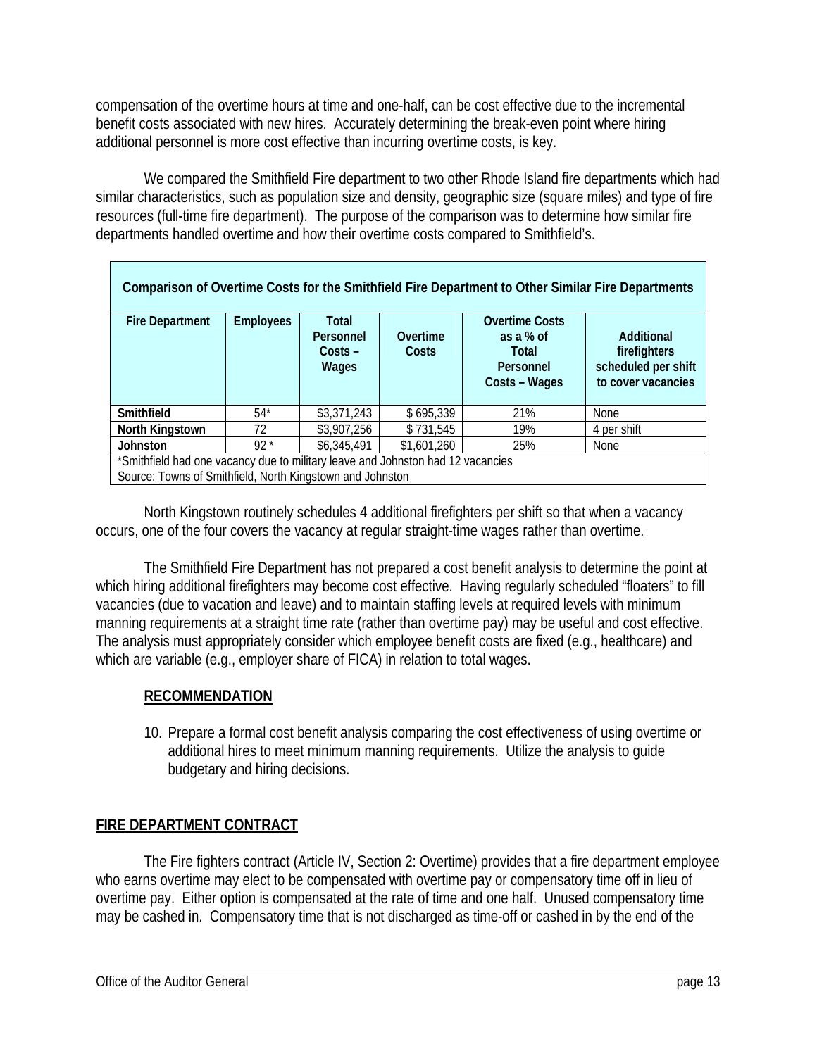compensation of the overtime hours at time and one-half, can be cost effective due to the incremental benefit costs associated with new hires. Accurately determining the break-even point where hiring additional personnel is more cost effective than incurring overtime costs, is key.

We compared the Smithfield Fire department to two other Rhode Island fire departments which had similar characteristics, such as population size and density, geographic size (square miles) and type of fire resources (full-time fire department). The purpose of the comparison was to determine how similar fire departments handled overtime and how their overtime costs compared to Smithfield's.

**Comparison of Overtime Costs for the Smithfield Fire Department to Other Similar Fire Departments**

| Fire Department | Employees | Total Personnel Costs – Wages | Overtime Costs | Overtime Costs as a % of Total Personnel Costs – Wages | Additional firefighters scheduled per shift to cover vacancies |
|---|---|---|---|---|---|
| **Smithfield** | 54* | $3,371,243 | $ 695,339 | 21% | None |
| **North Kingstown** | 72 | $3,907,256 | $ 731,545 | 19% | 4 per shift |
| **Johnston** | 92 * | $6,345,491 | $1,601,260 | 25% | None |

*Smithfield had one vacancy due to military leave and Johnston had 12 vacancies
Source: Towns of Smithfield, North Kingstown and Johnston

North Kingstown routinely schedules 4 additional firefighters per shift so that when a vacancy occurs, one of the four covers the vacancy at regular straight-time wages rather than overtime.

The Smithfield Fire Department has not prepared a cost benefit analysis to determine the point at which hiring additional firefighters may become cost effective. Having regularly scheduled "floaters" to fill vacancies (due to vacation and leave) and to maintain staffing levels at required levels with minimum manning requirements at a straight time rate (rather than overtime pay) may be useful and cost effective. The analysis must appropriately consider which employee benefit costs are fixed (e.g., healthcare) and which are variable (e.g., employer share of FICA) in relation to total wages.

**RECOMMENDATION**

10. Prepare a formal cost benefit analysis comparing the cost effectiveness of using overtime or additional hires to meet minimum manning requirements. Utilize the analysis to guide budgetary and hiring decisions.

## FIRE DEPARTMENT CONTRACT

The Fire fighters contract (Article IV, Section 2: Overtime) provides that a fire department employee who earns overtime may elect to be compensated with overtime pay or compensatory time off in lieu of overtime pay. Either option is compensated at the rate of time and one half. Unused compensatory time may be cashed in. Compensatory time that is not discharged as time-off or cashed in by the end of the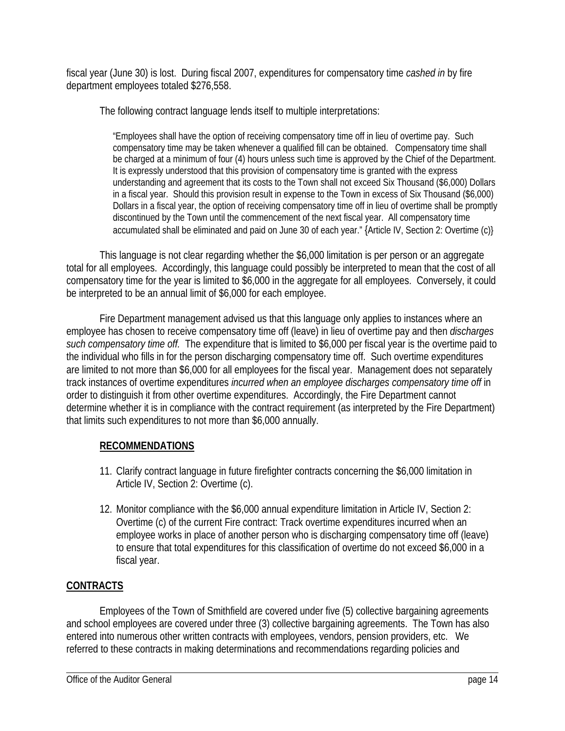fiscal year (June 30) is lost. During fiscal 2007, expenditures for compensatory time *cashed in* by fire department employees totaled $276,558.

The following contract language lends itself to multiple interpretations:

> "Employees shall have the option of receiving compensatory time off in lieu of overtime pay. Such compensatory time may be taken whenever a qualified fill can be obtained. Compensatory time shall be charged at a minimum of four (4) hours unless such time is approved by the Chief of the Department. It is expressly understood that this provision of compensatory time is granted with the express understanding and agreement that its costs to the Town shall not exceed Six Thousand ($6,000) Dollars in a fiscal year. Should this provision result in expense to the Town in excess of Six Thousand ($6,000) Dollars in a fiscal year, the option of receiving compensatory time off in lieu of overtime shall be promptly discontinued by the Town until the commencement of the next fiscal year. All compensatory time accumulated shall be eliminated and paid on June 30 of each year." {Article IV, Section 2: Overtime (c)}

This language is not clear regarding whether the $6,000 limitation is per person or an aggregate total for all employees. Accordingly, this language could possibly be interpreted to mean that the cost of all compensatory time for the year is limited to $6,000 in the aggregate for all employees. Conversely, it could be interpreted to be an annual limit of $6,000 for each employee.

Fire Department management advised us that this language only applies to instances where an employee has chosen to receive compensatory time off (leave) in lieu of overtime pay and then *discharges such compensatory time off.* The expenditure that is limited to $6,000 per fiscal year is the overtime paid to the individual who fills in for the person discharging compensatory time off. Such overtime expenditures are limited to not more than $6,000 for all employees for the fiscal year. Management does not separately track instances of overtime expenditures *incurred when an employee discharges compensatory time off* in order to distinguish it from other overtime expenditures. Accordingly, the Fire Department cannot determine whether it is in compliance with the contract requirement (as interpreted by the Fire Department) that limits such expenditures to not more than $6,000 annually.

**RECOMMENDATIONS**

11. Clarify contract language in future firefighter contracts concerning the $6,000 limitation in Article IV, Section 2: Overtime (c).

12. Monitor compliance with the $6,000 annual expenditure limitation in Article IV, Section 2: Overtime (c) of the current Fire contract: Track overtime expenditures incurred when an employee works in place of another person who is discharging compensatory time off (leave) to ensure that total expenditures for this classification of overtime do not exceed $6,000 in a fiscal year.

## CONTRACTS

Employees of the Town of Smithfield are covered under five (5) collective bargaining agreements and school employees are covered under three (3) collective bargaining agreements. The Town has also entered into numerous other written contracts with employees, vendors, pension providers, etc. We referred to these contracts in making determinations and recommendations regarding policies and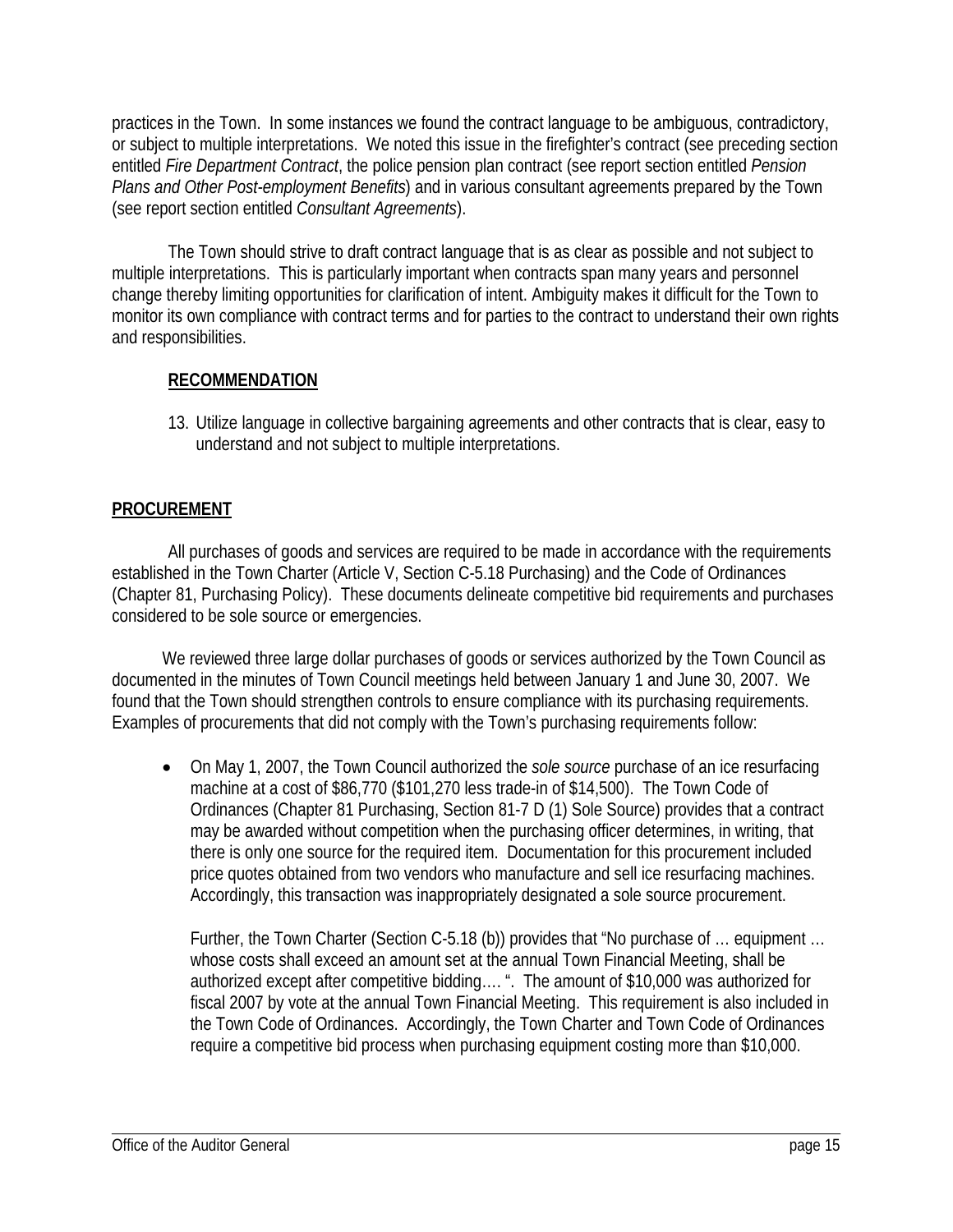practices in the Town. In some instances we found the contract language to be ambiguous, contradictory, or subject to multiple interpretations. We noted this issue in the firefighter's contract (see preceding section entitled *Fire Department Contract*, the police pension plan contract (see report section entitled *Pension Plans and Other Post-employment Benefits*) and in various consultant agreements prepared by the Town (see report section entitled *Consultant Agreements*).

The Town should strive to draft contract language that is as clear as possible and not subject to multiple interpretations. This is particularly important when contracts span many years and personnel change thereby limiting opportunities for clarification of intent. Ambiguity makes it difficult for the Town to monitor its own compliance with contract terms and for parties to the contract to understand their own rights and responsibilities.

**RECOMMENDATION**

13. Utilize language in collective bargaining agreements and other contracts that is clear, easy to understand and not subject to multiple interpretations.

**PROCUREMENT**

All purchases of goods and services are required to be made in accordance with the requirements established in the Town Charter (Article V, Section C-5.18 Purchasing) and the Code of Ordinances (Chapter 81, Purchasing Policy). These documents delineate competitive bid requirements and purchases considered to be sole source or emergencies.

We reviewed three large dollar purchases of goods or services authorized by the Town Council as documented in the minutes of Town Council meetings held between January 1 and June 30, 2007. We found that the Town should strengthen controls to ensure compliance with its purchasing requirements. Examples of procurements that did not comply with the Town's purchasing requirements follow:

- On May 1, 2007, the Town Council authorized the *sole source* purchase of an ice resurfacing machine at a cost of $86,770 ($101,270 less trade-in of $14,500). The Town Code of Ordinances (Chapter 81 Purchasing, Section 81-7 D (1) Sole Source) provides that a contract may be awarded without competition when the purchasing officer determines, in writing, that there is only one source for the required item. Documentation for this procurement included price quotes obtained from two vendors who manufacture and sell ice resurfacing machines. Accordingly, this transaction was inappropriately designated a sole source procurement.

  Further, the Town Charter (Section C-5.18 (b)) provides that "No purchase of … equipment … whose costs shall exceed an amount set at the annual Town Financial Meeting, shall be authorized except after competitive bidding…. ". The amount of $10,000 was authorized for fiscal 2007 by vote at the annual Town Financial Meeting. This requirement is also included in the Town Code of Ordinances. Accordingly, the Town Charter and Town Code of Ordinances require a competitive bid process when purchasing equipment costing more than $10,000.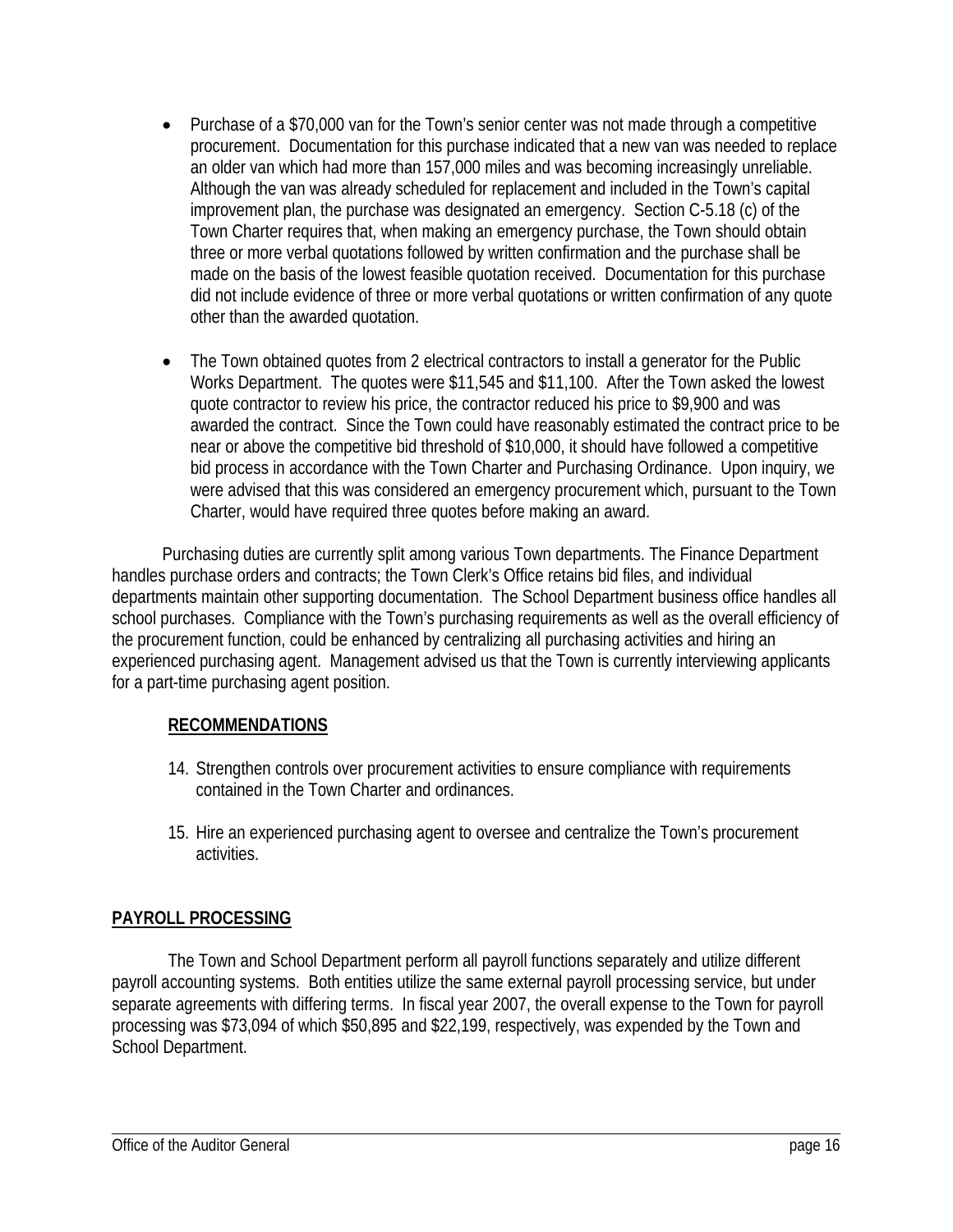- Purchase of a $70,000 van for the Town's senior center was not made through a competitive procurement. Documentation for this purchase indicated that a new van was needed to replace an older van which had more than 157,000 miles and was becoming increasingly unreliable. Although the van was already scheduled for replacement and included in the Town's capital improvement plan, the purchase was designated an emergency. Section C-5.18 (c) of the Town Charter requires that, when making an emergency purchase, the Town should obtain three or more verbal quotations followed by written confirmation and the purchase shall be made on the basis of the lowest feasible quotation received. Documentation for this purchase did not include evidence of three or more verbal quotations or written confirmation of any quote other than the awarded quotation.

- The Town obtained quotes from 2 electrical contractors to install a generator for the Public Works Department. The quotes were $11,545 and $11,100. After the Town asked the lowest quote contractor to review his price, the contractor reduced his price to $9,900 and was awarded the contract. Since the Town could have reasonably estimated the contract price to be near or above the competitive bid threshold of $10,000, it should have followed a competitive bid process in accordance with the Town Charter and Purchasing Ordinance. Upon inquiry, we were advised that this was considered an emergency procurement which, pursuant to the Town Charter, would have required three quotes before making an award.

Purchasing duties are currently split among various Town departments. The Finance Department handles purchase orders and contracts; the Town Clerk's Office retains bid files, and individual departments maintain other supporting documentation. The School Department business office handles all school purchases. Compliance with the Town's purchasing requirements as well as the overall efficiency of the procurement function, could be enhanced by centralizing all purchasing activities and hiring an experienced purchasing agent. Management advised us that the Town is currently interviewing applicants for a part-time purchasing agent position.

**RECOMMENDATIONS**

14. Strengthen controls over procurement activities to ensure compliance with requirements contained in the Town Charter and ordinances.

15. Hire an experienced purchasing agent to oversee and centralize the Town's procurement activities.

## PAYROLL PROCESSING

The Town and School Department perform all payroll functions separately and utilize different payroll accounting systems. Both entities utilize the same external payroll processing service, but under separate agreements with differing terms. In fiscal year 2007, the overall expense to the Town for payroll processing was $73,094 of which $50,895 and $22,199, respectively, was expended by the Town and School Department.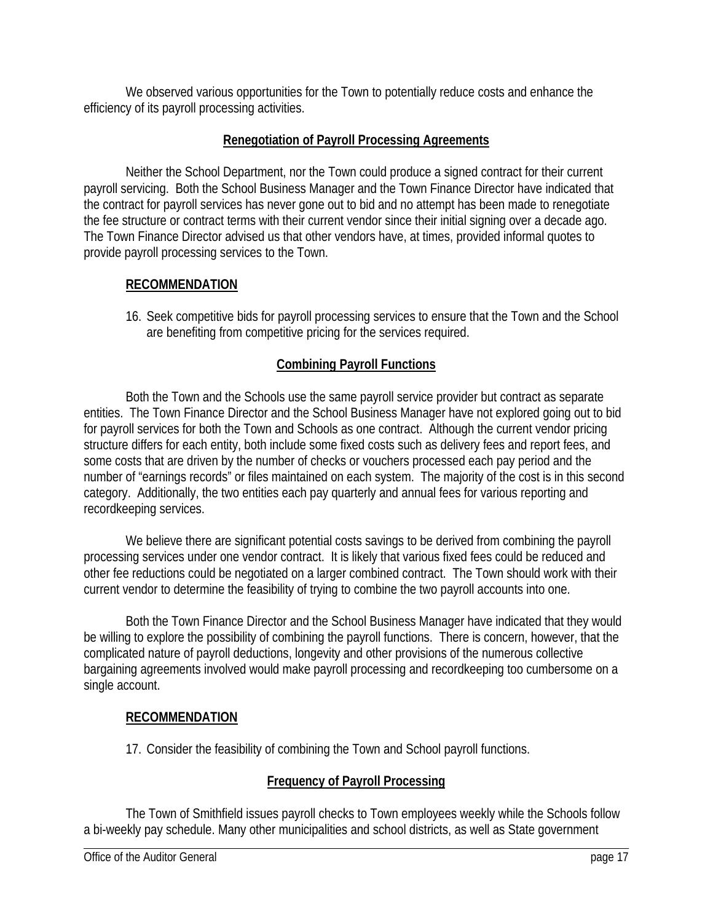We observed various opportunities for the Town to potentially reduce costs and enhance the efficiency of its payroll processing activities.

## Renegotiation of Payroll Processing Agreements

Neither the School Department, nor the Town could produce a signed contract for their current payroll servicing. Both the School Business Manager and the Town Finance Director have indicated that the contract for payroll services has never gone out to bid and no attempt has been made to renegotiate the fee structure or contract terms with their current vendor since their initial signing over a decade ago. The Town Finance Director advised us that other vendors have, at times, provided informal quotes to provide payroll processing services to the Town.

### RECOMMENDATION

16. Seek competitive bids for payroll processing services to ensure that the Town and the School are benefiting from competitive pricing for the services required.

## Combining Payroll Functions

Both the Town and the Schools use the same payroll service provider but contract as separate entities. The Town Finance Director and the School Business Manager have not explored going out to bid for payroll services for both the Town and Schools as one contract. Although the current vendor pricing structure differs for each entity, both include some fixed costs such as delivery fees and report fees, and some costs that are driven by the number of checks or vouchers processed each pay period and the number of "earnings records" or files maintained on each system. The majority of the cost is in this second category. Additionally, the two entities each pay quarterly and annual fees for various reporting and recordkeeping services.

We believe there are significant potential costs savings to be derived from combining the payroll processing services under one vendor contract. It is likely that various fixed fees could be reduced and other fee reductions could be negotiated on a larger combined contract. The Town should work with their current vendor to determine the feasibility of trying to combine the two payroll accounts into one.

Both the Town Finance Director and the School Business Manager have indicated that they would be willing to explore the possibility of combining the payroll functions. There is concern, however, that the complicated nature of payroll deductions, longevity and other provisions of the numerous collective bargaining agreements involved would make payroll processing and recordkeeping too cumbersome on a single account.

### RECOMMENDATION

17. Consider the feasibility of combining the Town and School payroll functions.

## Frequency of Payroll Processing

The Town of Smithfield issues payroll checks to Town employees weekly while the Schools follow a bi-weekly pay schedule. Many other municipalities and school districts, as well as State government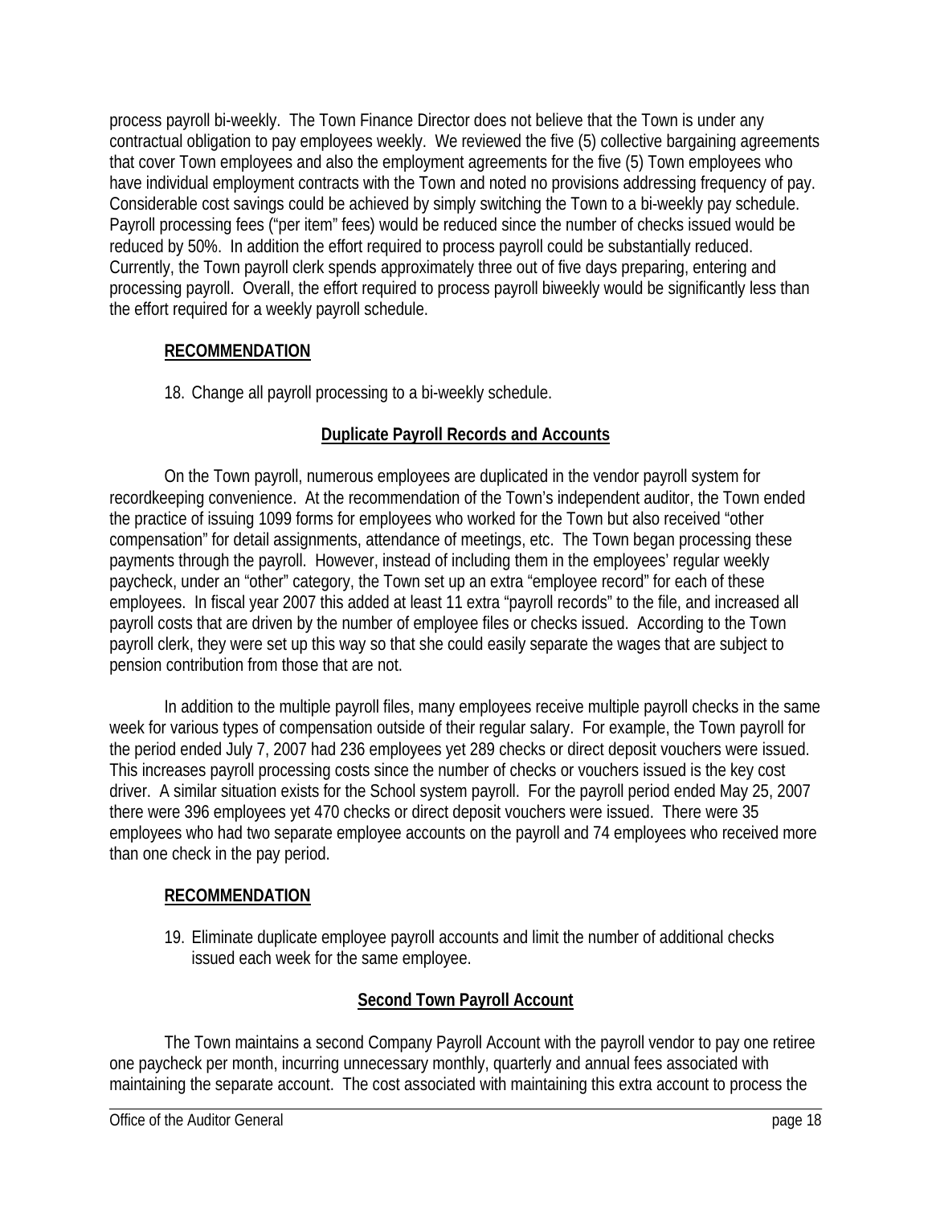process payroll bi-weekly. The Town Finance Director does not believe that the Town is under any contractual obligation to pay employees weekly. We reviewed the five (5) collective bargaining agreements that cover Town employees and also the employment agreements for the five (5) Town employees who have individual employment contracts with the Town and noted no provisions addressing frequency of pay. Considerable cost savings could be achieved by simply switching the Town to a bi-weekly pay schedule. Payroll processing fees ("per item" fees) would be reduced since the number of checks issued would be reduced by 50%. In addition the effort required to process payroll could be substantially reduced. Currently, the Town payroll clerk spends approximately three out of five days preparing, entering and processing payroll. Overall, the effort required to process payroll biweekly would be significantly less than the effort required for a weekly payroll schedule.

**RECOMMENDATION**

18. Change all payroll processing to a bi-weekly schedule.

## Duplicate Payroll Records and Accounts

On the Town payroll, numerous employees are duplicated in the vendor payroll system for recordkeeping convenience. At the recommendation of the Town's independent auditor, the Town ended the practice of issuing 1099 forms for employees who worked for the Town but also received "other compensation" for detail assignments, attendance of meetings, etc. The Town began processing these payments through the payroll. However, instead of including them in the employees' regular weekly paycheck, under an "other" category, the Town set up an extra "employee record" for each of these employees. In fiscal year 2007 this added at least 11 extra "payroll records" to the file, and increased all payroll costs that are driven by the number of employee files or checks issued. According to the Town payroll clerk, they were set up this way so that she could easily separate the wages that are subject to pension contribution from those that are not.

In addition to the multiple payroll files, many employees receive multiple payroll checks in the same week for various types of compensation outside of their regular salary. For example, the Town payroll for the period ended July 7, 2007 had 236 employees yet 289 checks or direct deposit vouchers were issued. This increases payroll processing costs since the number of checks or vouchers issued is the key cost driver. A similar situation exists for the School system payroll. For the payroll period ended May 25, 2007 there were 396 employees yet 470 checks or direct deposit vouchers were issued. There were 35 employees who had two separate employee accounts on the payroll and 74 employees who received more than one check in the pay period.

**RECOMMENDATION**

19. Eliminate duplicate employee payroll accounts and limit the number of additional checks issued each week for the same employee.

## Second Town Payroll Account

The Town maintains a second Company Payroll Account with the payroll vendor to pay one retiree one paycheck per month, incurring unnecessary monthly, quarterly and annual fees associated with maintaining the separate account. The cost associated with maintaining this extra account to process the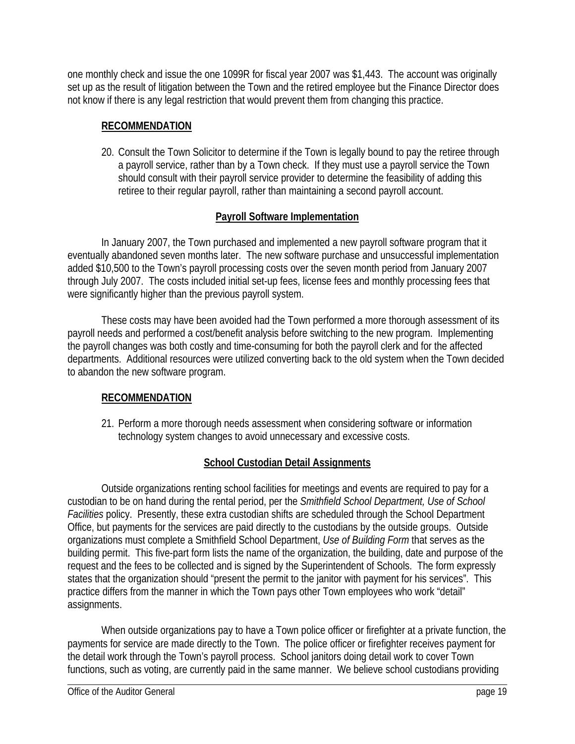one monthly check and issue the one 1099R for fiscal year 2007 was $1,443. The account was originally set up as the result of litigation between the Town and the retired employee but the Finance Director does not know if there is any legal restriction that would prevent them from changing this practice.

**RECOMMENDATION**

20. Consult the Town Solicitor to determine if the Town is legally bound to pay the retiree through a payroll service, rather than by a Town check. If they must use a payroll service the Town should consult with their payroll service provider to determine the feasibility of adding this retiree to their regular payroll, rather than maintaining a second payroll account.

### Payroll Software Implementation

In January 2007, the Town purchased and implemented a new payroll software program that it eventually abandoned seven months later. The new software purchase and unsuccessful implementation added $10,500 to the Town's payroll processing costs over the seven month period from January 2007 through July 2007. The costs included initial set-up fees, license fees and monthly processing fees that were significantly higher than the previous payroll system.

These costs may have been avoided had the Town performed a more thorough assessment of its payroll needs and performed a cost/benefit analysis before switching to the new program. Implementing the payroll changes was both costly and time-consuming for both the payroll clerk and for the affected departments. Additional resources were utilized converting back to the old system when the Town decided to abandon the new software program.

**RECOMMENDATION**

21. Perform a more thorough needs assessment when considering software or information technology system changes to avoid unnecessary and excessive costs.

### School Custodian Detail Assignments

Outside organizations renting school facilities for meetings and events are required to pay for a custodian to be on hand during the rental period, per the *Smithfield School Department, Use of School Facilities* policy. Presently, these extra custodian shifts are scheduled through the School Department Office, but payments for the services are paid directly to the custodians by the outside groups. Outside organizations must complete a Smithfield School Department, *Use of Building Form* that serves as the building permit. This five-part form lists the name of the organization, the building, date and purpose of the request and the fees to be collected and is signed by the Superintendent of Schools. The form expressly states that the organization should "present the permit to the janitor with payment for his services". This practice differs from the manner in which the Town pays other Town employees who work "detail" assignments.

When outside organizations pay to have a Town police officer or firefighter at a private function, the payments for service are made directly to the Town. The police officer or firefighter receives payment for the detail work through the Town's payroll process. School janitors doing detail work to cover Town functions, such as voting, are currently paid in the same manner. We believe school custodians providing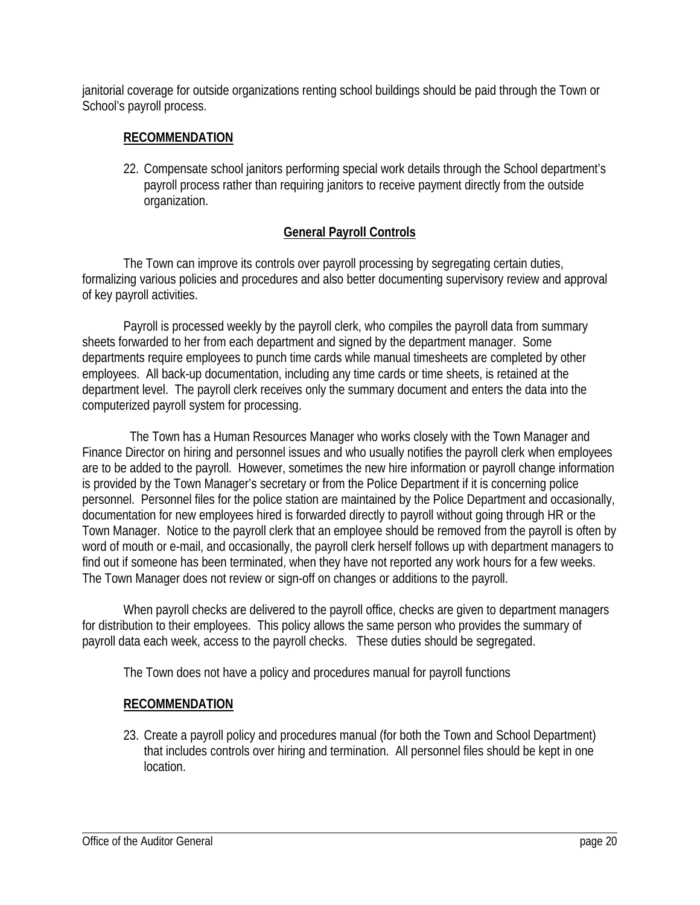janitorial coverage for outside organizations renting school buildings should be paid through the Town or School's payroll process.

**RECOMMENDATION**

22. Compensate school janitors performing special work details through the School department's payroll process rather than requiring janitors to receive payment directly from the outside organization.

**General Payroll Controls**

The Town can improve its controls over payroll processing by segregating certain duties, formalizing various policies and procedures and also better documenting supervisory review and approval of key payroll activities.

Payroll is processed weekly by the payroll clerk, who compiles the payroll data from summary sheets forwarded to her from each department and signed by the department manager. Some departments require employees to punch time cards while manual timesheets are completed by other employees. All back-up documentation, including any time cards or time sheets, is retained at the department level. The payroll clerk receives only the summary document and enters the data into the computerized payroll system for processing.

The Town has a Human Resources Manager who works closely with the Town Manager and Finance Director on hiring and personnel issues and who usually notifies the payroll clerk when employees are to be added to the payroll. However, sometimes the new hire information or payroll change information is provided by the Town Manager's secretary or from the Police Department if it is concerning police personnel. Personnel files for the police station are maintained by the Police Department and occasionally, documentation for new employees hired is forwarded directly to payroll without going through HR or the Town Manager. Notice to the payroll clerk that an employee should be removed from the payroll is often by word of mouth or e-mail, and occasionally, the payroll clerk herself follows up with department managers to find out if someone has been terminated, when they have not reported any work hours for a few weeks. The Town Manager does not review or sign-off on changes or additions to the payroll.

When payroll checks are delivered to the payroll office, checks are given to department managers for distribution to their employees. This policy allows the same person who provides the summary of payroll data each week, access to the payroll checks. These duties should be segregated.

The Town does not have a policy and procedures manual for payroll functions

**RECOMMENDATION**

23. Create a payroll policy and procedures manual (for both the Town and School Department) that includes controls over hiring and termination. All personnel files should be kept in one location.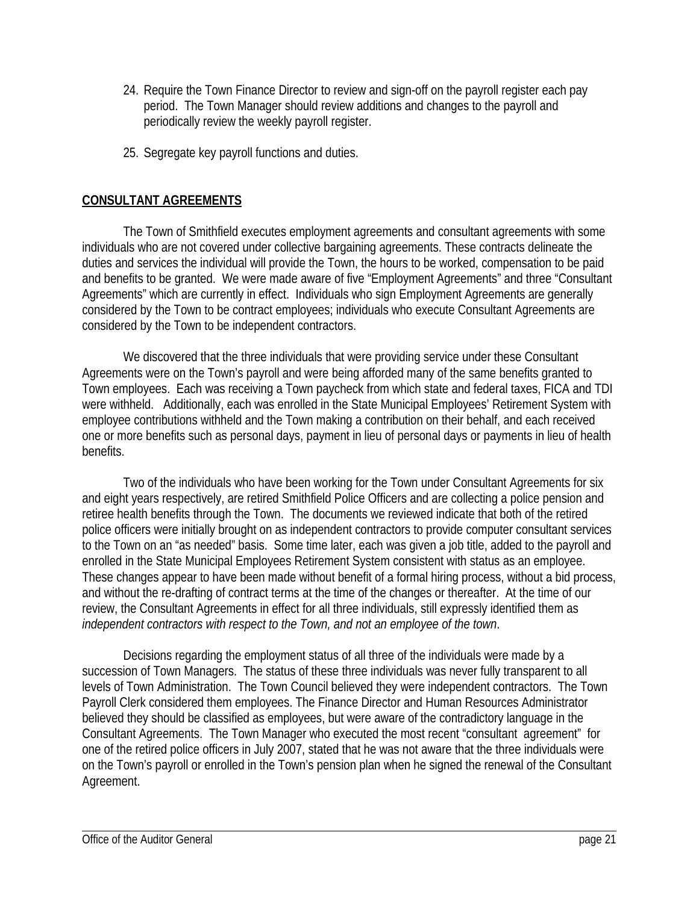24. Require the Town Finance Director to review and sign-off on the payroll register each pay period. The Town Manager should review additions and changes to the payroll and periodically review the weekly payroll register.

25. Segregate key payroll functions and duties.

## CONSULTANT AGREEMENTS

The Town of Smithfield executes employment agreements and consultant agreements with some individuals who are not covered under collective bargaining agreements. These contracts delineate the duties and services the individual will provide the Town, the hours to be worked, compensation to be paid and benefits to be granted. We were made aware of five "Employment Agreements" and three "Consultant Agreements" which are currently in effect. Individuals who sign Employment Agreements are generally considered by the Town to be contract employees; individuals who execute Consultant Agreements are considered by the Town to be independent contractors.

We discovered that the three individuals that were providing service under these Consultant Agreements were on the Town's payroll and were being afforded many of the same benefits granted to Town employees. Each was receiving a Town paycheck from which state and federal taxes, FICA and TDI were withheld. Additionally, each was enrolled in the State Municipal Employees' Retirement System with employee contributions withheld and the Town making a contribution on their behalf, and each received one or more benefits such as personal days, payment in lieu of personal days or payments in lieu of health benefits.

Two of the individuals who have been working for the Town under Consultant Agreements for six and eight years respectively, are retired Smithfield Police Officers and are collecting a police pension and retiree health benefits through the Town. The documents we reviewed indicate that both of the retired police officers were initially brought on as independent contractors to provide computer consultant services to the Town on an "as needed" basis. Some time later, each was given a job title, added to the payroll and enrolled in the State Municipal Employees Retirement System consistent with status as an employee. These changes appear to have been made without benefit of a formal hiring process, without a bid process, and without the re-drafting of contract terms at the time of the changes or thereafter. At the time of our review, the Consultant Agreements in effect for all three individuals, still expressly identified them as *independent contractors with respect to the Town, and not an employee of the town*.

Decisions regarding the employment status of all three of the individuals were made by a succession of Town Managers. The status of these three individuals was never fully transparent to all levels of Town Administration. The Town Council believed they were independent contractors. The Town Payroll Clerk considered them employees. The Finance Director and Human Resources Administrator believed they should be classified as employees, but were aware of the contradictory language in the Consultant Agreements. The Town Manager who executed the most recent "consultant agreement" for one of the retired police officers in July 2007, stated that he was not aware that the three individuals were on the Town's payroll or enrolled in the Town's pension plan when he signed the renewal of the Consultant Agreement.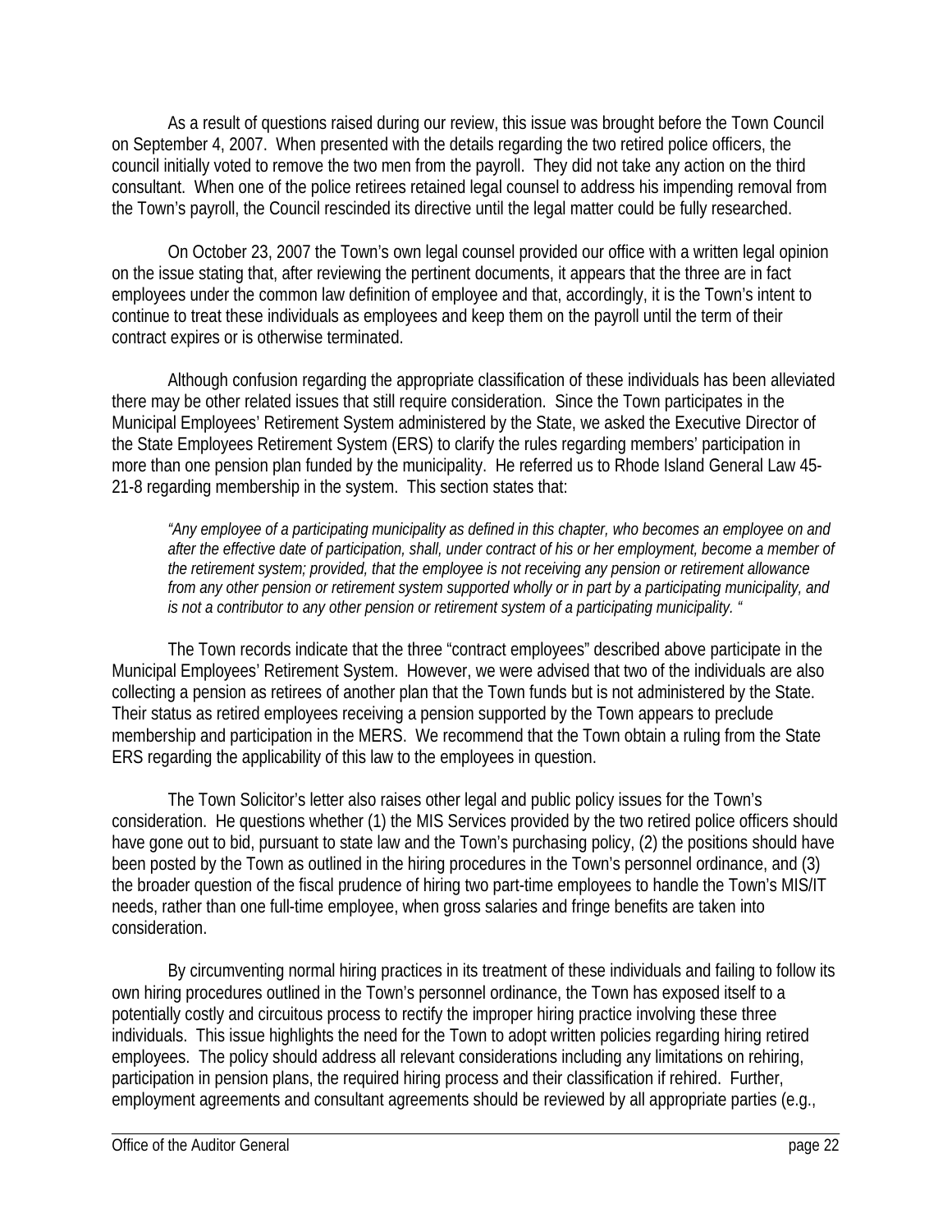As a result of questions raised during our review, this issue was brought before the Town Council on September 4, 2007. When presented with the details regarding the two retired police officers, the council initially voted to remove the two men from the payroll. They did not take any action on the third consultant. When one of the police retirees retained legal counsel to address his impending removal from the Town's payroll, the Council rescinded its directive until the legal matter could be fully researched.

On October 23, 2007 the Town's own legal counsel provided our office with a written legal opinion on the issue stating that, after reviewing the pertinent documents, it appears that the three are in fact employees under the common law definition of employee and that, accordingly, it is the Town's intent to continue to treat these individuals as employees and keep them on the payroll until the term of their contract expires or is otherwise terminated.

Although confusion regarding the appropriate classification of these individuals has been alleviated there may be other related issues that still require consideration. Since the Town participates in the Municipal Employees' Retirement System administered by the State, we asked the Executive Director of the State Employees Retirement System (ERS) to clarify the rules regarding members' participation in more than one pension plan funded by the municipality. He referred us to Rhode Island General Law 45-21-8 regarding membership in the system. This section states that:

*"Any employee of a participating municipality as defined in this chapter, who becomes an employee on and after the effective date of participation, shall, under contract of his or her employment, become a member of the retirement system; provided, that the employee is not receiving any pension or retirement allowance from any other pension or retirement system supported wholly or in part by a participating municipality, and is not a contributor to any other pension or retirement system of a participating municipality. "*

The Town records indicate that the three "contract employees" described above participate in the Municipal Employees' Retirement System. However, we were advised that two of the individuals are also collecting a pension as retirees of another plan that the Town funds but is not administered by the State. Their status as retired employees receiving a pension supported by the Town appears to preclude membership and participation in the MERS. We recommend that the Town obtain a ruling from the State ERS regarding the applicability of this law to the employees in question.

The Town Solicitor's letter also raises other legal and public policy issues for the Town's consideration. He questions whether (1) the MIS Services provided by the two retired police officers should have gone out to bid, pursuant to state law and the Town's purchasing policy, (2) the positions should have been posted by the Town as outlined in the hiring procedures in the Town's personnel ordinance, and (3) the broader question of the fiscal prudence of hiring two part-time employees to handle the Town's MIS/IT needs, rather than one full-time employee, when gross salaries and fringe benefits are taken into consideration.

By circumventing normal hiring practices in its treatment of these individuals and failing to follow its own hiring procedures outlined in the Town's personnel ordinance, the Town has exposed itself to a potentially costly and circuitous process to rectify the improper hiring practice involving these three individuals. This issue highlights the need for the Town to adopt written policies regarding hiring retired employees. The policy should address all relevant considerations including any limitations on rehiring, participation in pension plans, the required hiring process and their classification if rehired. Further, employment agreements and consultant agreements should be reviewed by all appropriate parties (e.g.,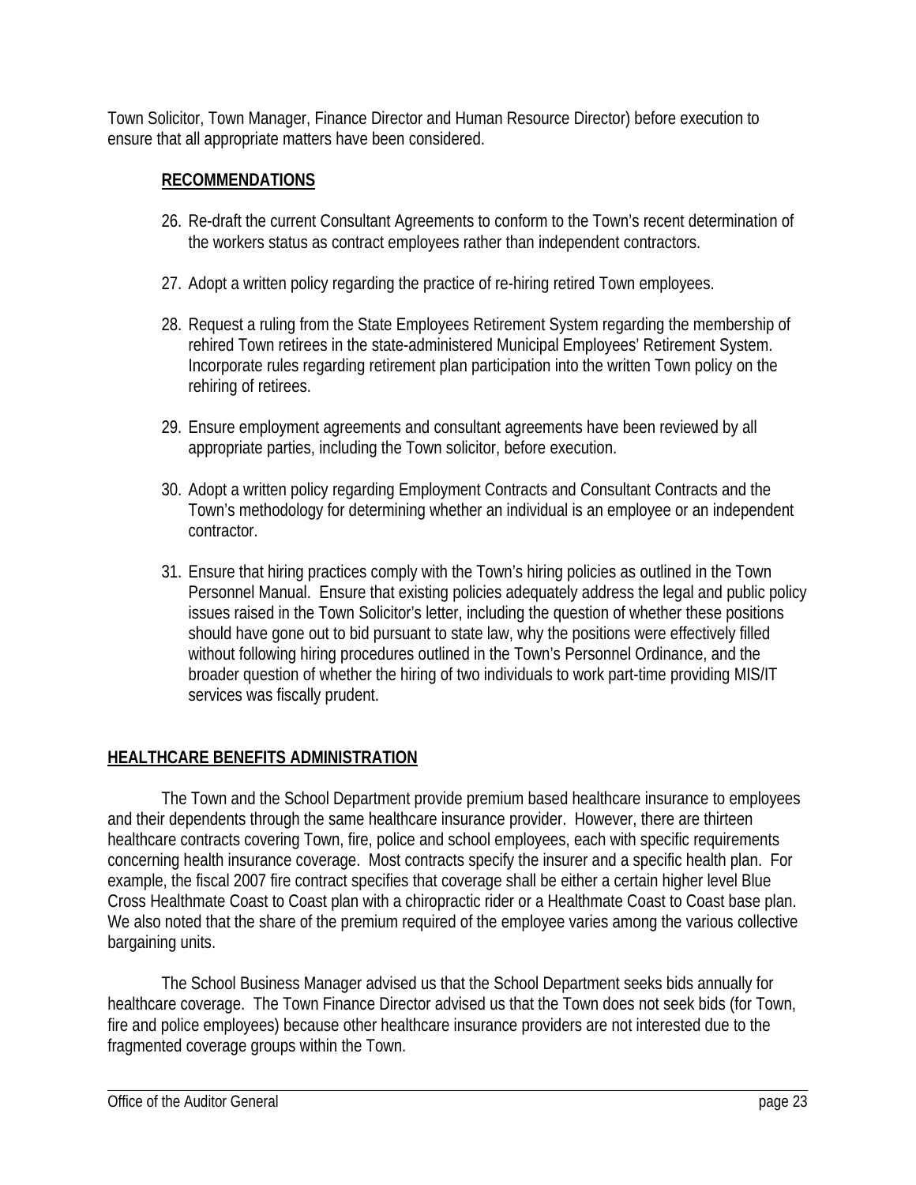Town Solicitor, Town Manager, Finance Director and Human Resource Director) before execution to ensure that all appropriate matters have been considered.

**RECOMMENDATIONS**

26. Re-draft the current Consultant Agreements to conform to the Town's recent determination of the workers status as contract employees rather than independent contractors.

27. Adopt a written policy regarding the practice of re-hiring retired Town employees.

28. Request a ruling from the State Employees Retirement System regarding the membership of rehired Town retirees in the state-administered Municipal Employees' Retirement System. Incorporate rules regarding retirement plan participation into the written Town policy on the rehiring of retirees.

29. Ensure employment agreements and consultant agreements have been reviewed by all appropriate parties, including the Town solicitor, before execution.

30. Adopt a written policy regarding Employment Contracts and Consultant Contracts and the Town's methodology for determining whether an individual is an employee or an independent contractor.

31. Ensure that hiring practices comply with the Town's hiring policies as outlined in the Town Personnel Manual. Ensure that existing policies adequately address the legal and public policy issues raised in the Town Solicitor's letter, including the question of whether these positions should have gone out to bid pursuant to state law, why the positions were effectively filled without following hiring procedures outlined in the Town's Personnel Ordinance, and the broader question of whether the hiring of two individuals to work part-time providing MIS/IT services was fiscally prudent.

## HEALTHCARE BENEFITS ADMINISTRATION

The Town and the School Department provide premium based healthcare insurance to employees and their dependents through the same healthcare insurance provider. However, there are thirteen healthcare contracts covering Town, fire, police and school employees, each with specific requirements concerning health insurance coverage. Most contracts specify the insurer and a specific health plan. For example, the fiscal 2007 fire contract specifies that coverage shall be either a certain higher level Blue Cross Healthmate Coast to Coast plan with a chiropractic rider or a Healthmate Coast to Coast base plan. We also noted that the share of the premium required of the employee varies among the various collective bargaining units.

The School Business Manager advised us that the School Department seeks bids annually for healthcare coverage. The Town Finance Director advised us that the Town does not seek bids (for Town, fire and police employees) because other healthcare insurance providers are not interested due to the fragmented coverage groups within the Town.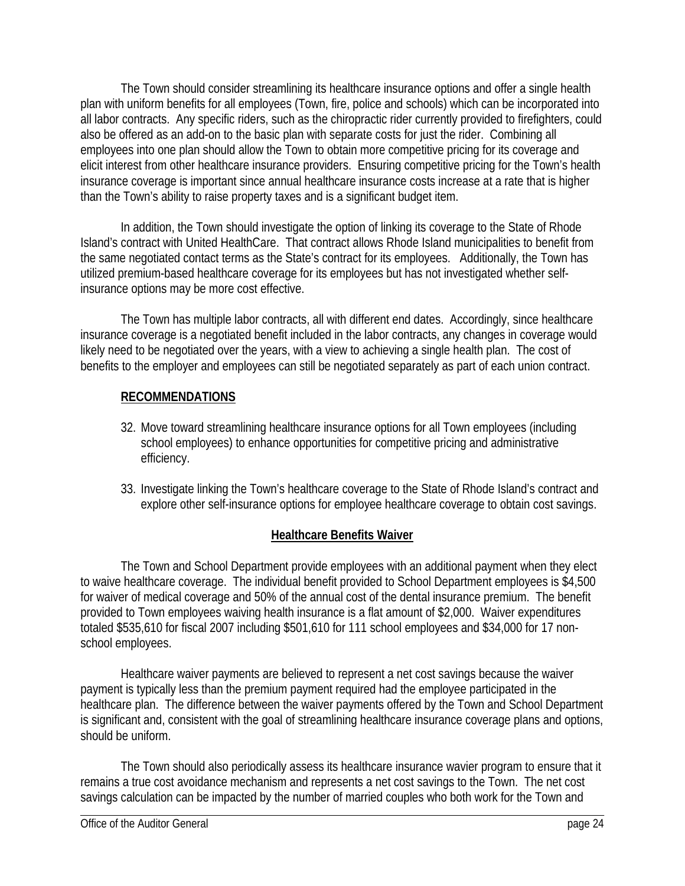The Town should consider streamlining its healthcare insurance options and offer a single health plan with uniform benefits for all employees (Town, fire, police and schools) which can be incorporated into all labor contracts. Any specific riders, such as the chiropractic rider currently provided to firefighters, could also be offered as an add-on to the basic plan with separate costs for just the rider. Combining all employees into one plan should allow the Town to obtain more competitive pricing for its coverage and elicit interest from other healthcare insurance providers. Ensuring competitive pricing for the Town's health insurance coverage is important since annual healthcare insurance costs increase at a rate that is higher than the Town's ability to raise property taxes and is a significant budget item.

In addition, the Town should investigate the option of linking its coverage to the State of Rhode Island's contract with United HealthCare. That contract allows Rhode Island municipalities to benefit from the same negotiated contact terms as the State's contract for its employees. Additionally, the Town has utilized premium-based healthcare coverage for its employees but has not investigated whether self-insurance options may be more cost effective.

The Town has multiple labor contracts, all with different end dates. Accordingly, since healthcare insurance coverage is a negotiated benefit included in the labor contracts, any changes in coverage would likely need to be negotiated over the years, with a view to achieving a single health plan. The cost of benefits to the employer and employees can still be negotiated separately as part of each union contract.

**RECOMMENDATIONS**

32. Move toward streamlining healthcare insurance options for all Town employees (including school employees) to enhance opportunities for competitive pricing and administrative efficiency.

33. Investigate linking the Town's healthcare coverage to the State of Rhode Island's contract and explore other self-insurance options for employee healthcare coverage to obtain cost savings.

## Healthcare Benefits Waiver

The Town and School Department provide employees with an additional payment when they elect to waive healthcare coverage. The individual benefit provided to School Department employees is $4,500 for waiver of medical coverage and 50% of the annual cost of the dental insurance premium. The benefit provided to Town employees waiving health insurance is a flat amount of $2,000. Waiver expenditures totaled $535,610 for fiscal 2007 including $501,610 for 111 school employees and $34,000 for 17 non-school employees.

Healthcare waiver payments are believed to represent a net cost savings because the waiver payment is typically less than the premium payment required had the employee participated in the healthcare plan. The difference between the waiver payments offered by the Town and School Department is significant and, consistent with the goal of streamlining healthcare insurance coverage plans and options, should be uniform.

The Town should also periodically assess its healthcare insurance wavier program to ensure that it remains a true cost avoidance mechanism and represents a net cost savings to the Town. The net cost savings calculation can be impacted by the number of married couples who both work for the Town and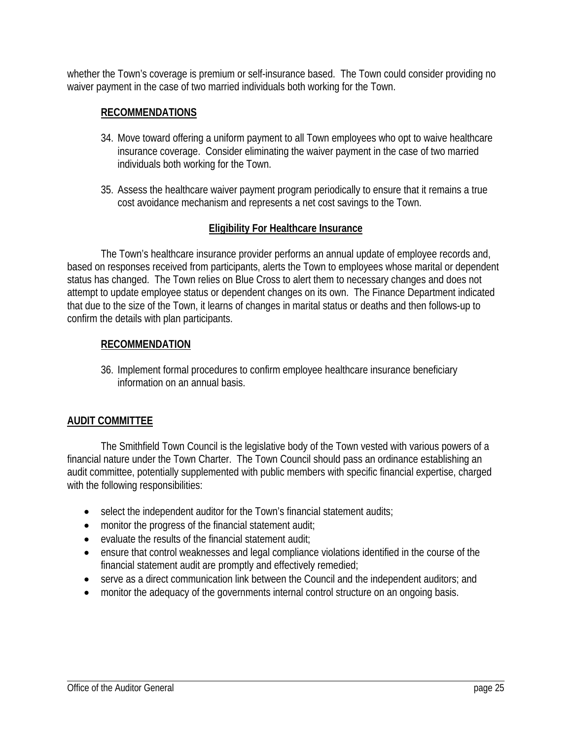whether the Town's coverage is premium or self-insurance based. The Town could consider providing no waiver payment in the case of two married individuals both working for the Town.

**RECOMMENDATIONS**

34. Move toward offering a uniform payment to all Town employees who opt to waive healthcare insurance coverage. Consider eliminating the waiver payment in the case of two married individuals both working for the Town.

35. Assess the healthcare waiver payment program periodically to ensure that it remains a true cost avoidance mechanism and represents a net cost savings to the Town.

**Eligibility For Healthcare Insurance**

The Town's healthcare insurance provider performs an annual update of employee records and, based on responses received from participants, alerts the Town to employees whose marital or dependent status has changed. The Town relies on Blue Cross to alert them to necessary changes and does not attempt to update employee status or dependent changes on its own. The Finance Department indicated that due to the size of the Town, it learns of changes in marital status or deaths and then follows-up to confirm the details with plan participants.

**RECOMMENDATION**

36. Implement formal procedures to confirm employee healthcare insurance beneficiary information on an annual basis.

## AUDIT COMMITTEE

The Smithfield Town Council is the legislative body of the Town vested with various powers of a financial nature under the Town Charter. The Town Council should pass an ordinance establishing an audit committee, potentially supplemented with public members with specific financial expertise, charged with the following responsibilities:

- select the independent auditor for the Town's financial statement audits;
- monitor the progress of the financial statement audit;
- evaluate the results of the financial statement audit;
- ensure that control weaknesses and legal compliance violations identified in the course of the financial statement audit are promptly and effectively remedied;
- serve as a direct communication link between the Council and the independent auditors; and
- monitor the adequacy of the governments internal control structure on an ongoing basis.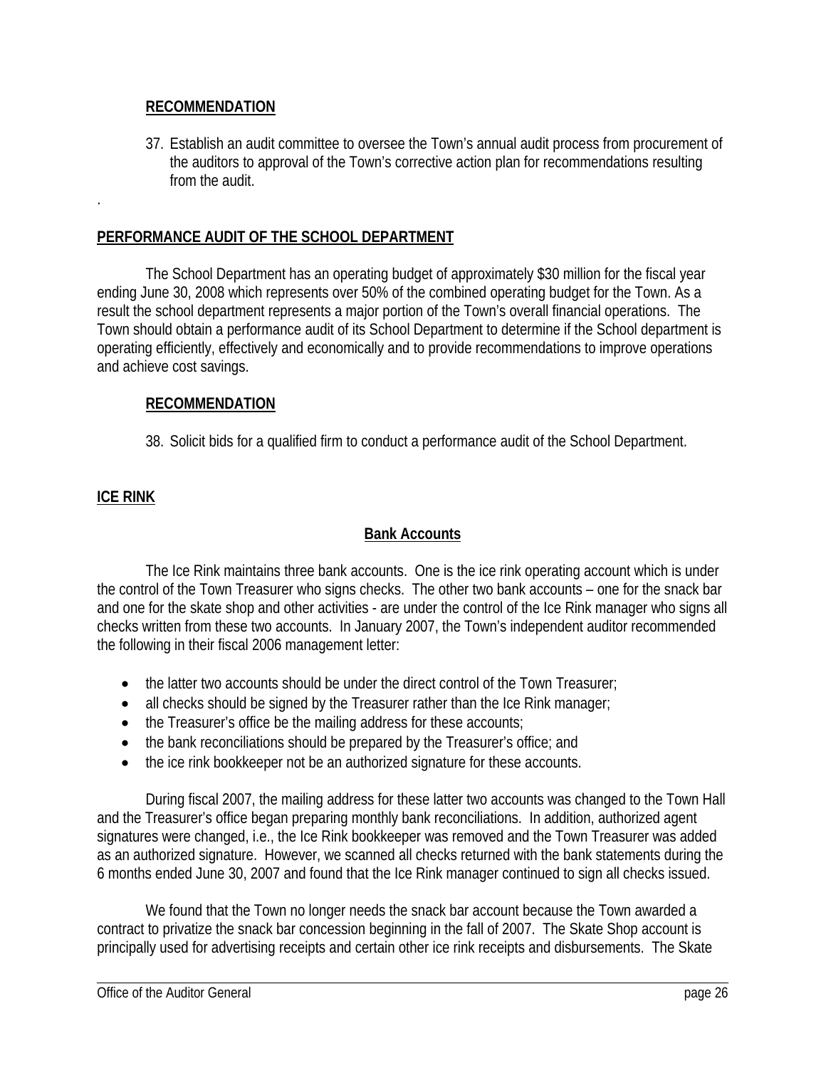**RECOMMENDATION**

37. Establish an audit committee to oversee the Town's annual audit process from procurement of the auditors to approval of the Town's corrective action plan for recommendations resulting from the audit.

.

## PERFORMANCE AUDIT OF THE SCHOOL DEPARTMENT

The School Department has an operating budget of approximately $30 million for the fiscal year ending June 30, 2008 which represents over 50% of the combined operating budget for the Town. As a result the school department represents a major portion of the Town's overall financial operations. The Town should obtain a performance audit of its School Department to determine if the School department is operating efficiently, effectively and economically and to provide recommendations to improve operations and achieve cost savings.

**RECOMMENDATION**

38. Solicit bids for a qualified firm to conduct a performance audit of the School Department.

## ICE RINK

### Bank Accounts

The Ice Rink maintains three bank accounts. One is the ice rink operating account which is under the control of the Town Treasurer who signs checks. The other two bank accounts – one for the snack bar and one for the skate shop and other activities - are under the control of the Ice Rink manager who signs all checks written from these two accounts. In January 2007, the Town's independent auditor recommended the following in their fiscal 2006 management letter:

- the latter two accounts should be under the direct control of the Town Treasurer;
- all checks should be signed by the Treasurer rather than the Ice Rink manager;
- the Treasurer's office be the mailing address for these accounts;
- the bank reconciliations should be prepared by the Treasurer's office; and
- the ice rink bookkeeper not be an authorized signature for these accounts.

During fiscal 2007, the mailing address for these latter two accounts was changed to the Town Hall and the Treasurer's office began preparing monthly bank reconciliations. In addition, authorized agent signatures were changed, i.e., the Ice Rink bookkeeper was removed and the Town Treasurer was added as an authorized signature. However, we scanned all checks returned with the bank statements during the 6 months ended June 30, 2007 and found that the Ice Rink manager continued to sign all checks issued.

We found that the Town no longer needs the snack bar account because the Town awarded a contract to privatize the snack bar concession beginning in the fall of 2007. The Skate Shop account is principally used for advertising receipts and certain other ice rink receipts and disbursements. The Skate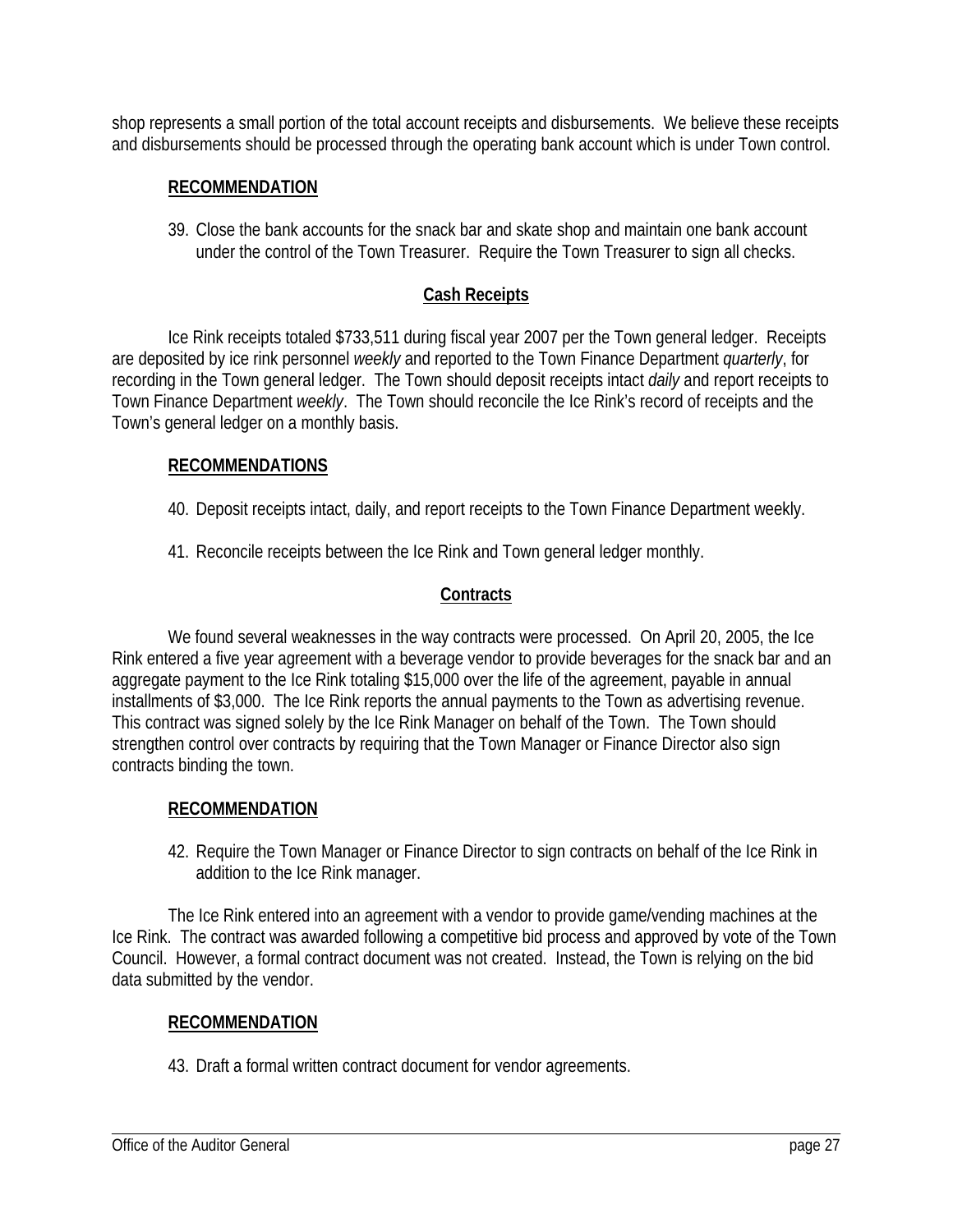shop represents a small portion of the total account receipts and disbursements. We believe these receipts and disbursements should be processed through the operating bank account which is under Town control.

**RECOMMENDATION**

39. Close the bank accounts for the snack bar and skate shop and maintain one bank account under the control of the Town Treasurer. Require the Town Treasurer to sign all checks.

## Cash Receipts

Ice Rink receipts totaled $733,511 during fiscal year 2007 per the Town general ledger. Receipts are deposited by ice rink personnel *weekly* and reported to the Town Finance Department *quarterly*, for recording in the Town general ledger. The Town should deposit receipts intact *daily* and report receipts to Town Finance Department *weekly*. The Town should reconcile the Ice Rink's record of receipts and the Town's general ledger on a monthly basis.

**RECOMMENDATIONS**

40. Deposit receipts intact, daily, and report receipts to the Town Finance Department weekly.
41. Reconcile receipts between the Ice Rink and Town general ledger monthly.

## Contracts

We found several weaknesses in the way contracts were processed. On April 20, 2005, the Ice Rink entered a five year agreement with a beverage vendor to provide beverages for the snack bar and an aggregate payment to the Ice Rink totaling $15,000 over the life of the agreement, payable in annual installments of $3,000. The Ice Rink reports the annual payments to the Town as advertising revenue. This contract was signed solely by the Ice Rink Manager on behalf of the Town. The Town should strengthen control over contracts by requiring that the Town Manager or Finance Director also sign contracts binding the town.

**RECOMMENDATION**

42. Require the Town Manager or Finance Director to sign contracts on behalf of the Ice Rink in addition to the Ice Rink manager.

The Ice Rink entered into an agreement with a vendor to provide game/vending machines at the Ice Rink. The contract was awarded following a competitive bid process and approved by vote of the Town Council. However, a formal contract document was not created. Instead, the Town is relying on the bid data submitted by the vendor.

**RECOMMENDATION**

43. Draft a formal written contract document for vendor agreements.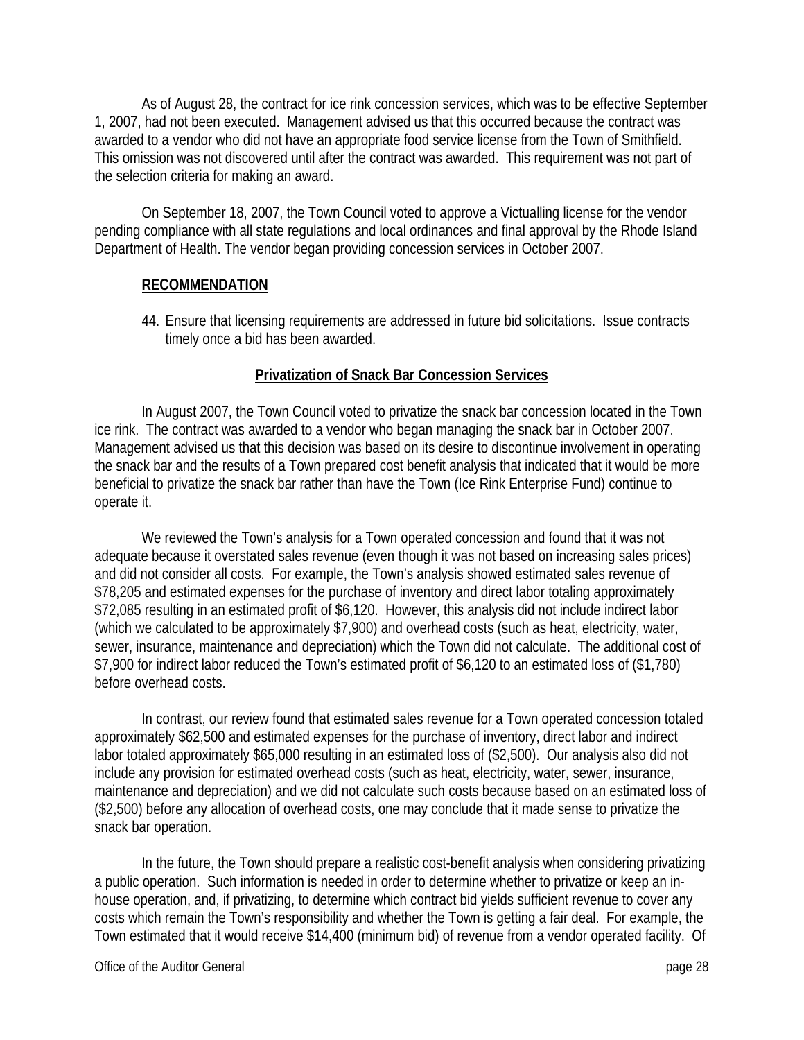As of August 28, the contract for ice rink concession services, which was to be effective September 1, 2007, had not been executed. Management advised us that this occurred because the contract was awarded to a vendor who did not have an appropriate food service license from the Town of Smithfield. This omission was not discovered until after the contract was awarded. This requirement was not part of the selection criteria for making an award.

On September 18, 2007, the Town Council voted to approve a Victualling license for the vendor pending compliance with all state regulations and local ordinances and final approval by the Rhode Island Department of Health. The vendor began providing concession services in October 2007.

**RECOMMENDATION**

44. Ensure that licensing requirements are addressed in future bid solicitations. Issue contracts timely once a bid has been awarded.

**Privatization of Snack Bar Concession Services**

In August 2007, the Town Council voted to privatize the snack bar concession located in the Town ice rink. The contract was awarded to a vendor who began managing the snack bar in October 2007. Management advised us that this decision was based on its desire to discontinue involvement in operating the snack bar and the results of a Town prepared cost benefit analysis that indicated that it would be more beneficial to privatize the snack bar rather than have the Town (Ice Rink Enterprise Fund) continue to operate it.

We reviewed the Town's analysis for a Town operated concession and found that it was not adequate because it overstated sales revenue (even though it was not based on increasing sales prices) and did not consider all costs. For example, the Town's analysis showed estimated sales revenue of $78,205 and estimated expenses for the purchase of inventory and direct labor totaling approximately $72,085 resulting in an estimated profit of $6,120. However, this analysis did not include indirect labor (which we calculated to be approximately $7,900) and overhead costs (such as heat, electricity, water, sewer, insurance, maintenance and depreciation) which the Town did not calculate. The additional cost of $7,900 for indirect labor reduced the Town's estimated profit of $6,120 to an estimated loss of ($1,780) before overhead costs.

In contrast, our review found that estimated sales revenue for a Town operated concession totaled approximately $62,500 and estimated expenses for the purchase of inventory, direct labor and indirect labor totaled approximately $65,000 resulting in an estimated loss of ($2,500). Our analysis also did not include any provision for estimated overhead costs (such as heat, electricity, water, sewer, insurance, maintenance and depreciation) and we did not calculate such costs because based on an estimated loss of ($2,500) before any allocation of overhead costs, one may conclude that it made sense to privatize the snack bar operation.

In the future, the Town should prepare a realistic cost-benefit analysis when considering privatizing a public operation. Such information is needed in order to determine whether to privatize or keep an in-house operation, and, if privatizing, to determine which contract bid yields sufficient revenue to cover any costs which remain the Town's responsibility and whether the Town is getting a fair deal. For example, the Town estimated that it would receive $14,400 (minimum bid) of revenue from a vendor operated facility. Of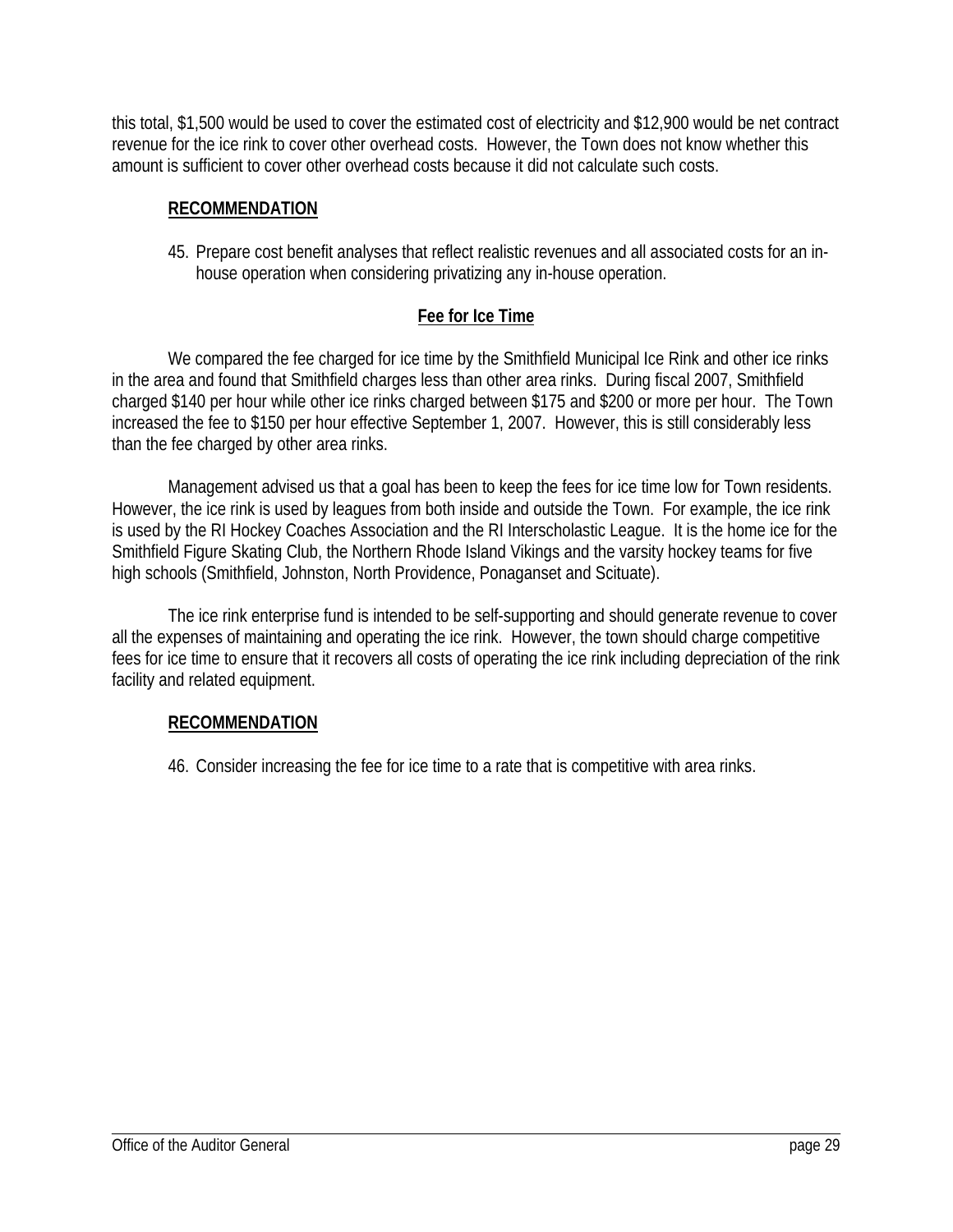this total, $1,500 would be used to cover the estimated cost of electricity and $12,900 would be net contract revenue for the ice rink to cover other overhead costs. However, the Town does not know whether this amount is sufficient to cover other overhead costs because it did not calculate such costs.

**RECOMMENDATION**

45. Prepare cost benefit analyses that reflect realistic revenues and all associated costs for an in-house operation when considering privatizing any in-house operation.

## Fee for Ice Time

We compared the fee charged for ice time by the Smithfield Municipal Ice Rink and other ice rinks in the area and found that Smithfield charges less than other area rinks. During fiscal 2007, Smithfield charged $140 per hour while other ice rinks charged between $175 and $200 or more per hour. The Town increased the fee to $150 per hour effective September 1, 2007. However, this is still considerably less than the fee charged by other area rinks.

Management advised us that a goal has been to keep the fees for ice time low for Town residents. However, the ice rink is used by leagues from both inside and outside the Town. For example, the ice rink is used by the RI Hockey Coaches Association and the RI Interscholastic League. It is the home ice for the Smithfield Figure Skating Club, the Northern Rhode Island Vikings and the varsity hockey teams for five high schools (Smithfield, Johnston, North Providence, Ponaganset and Scituate).

The ice rink enterprise fund is intended to be self-supporting and should generate revenue to cover all the expenses of maintaining and operating the ice rink. However, the town should charge competitive fees for ice time to ensure that it recovers all costs of operating the ice rink including depreciation of the rink facility and related equipment.

**RECOMMENDATION**

46. Consider increasing the fee for ice time to a rate that is competitive with area rinks.